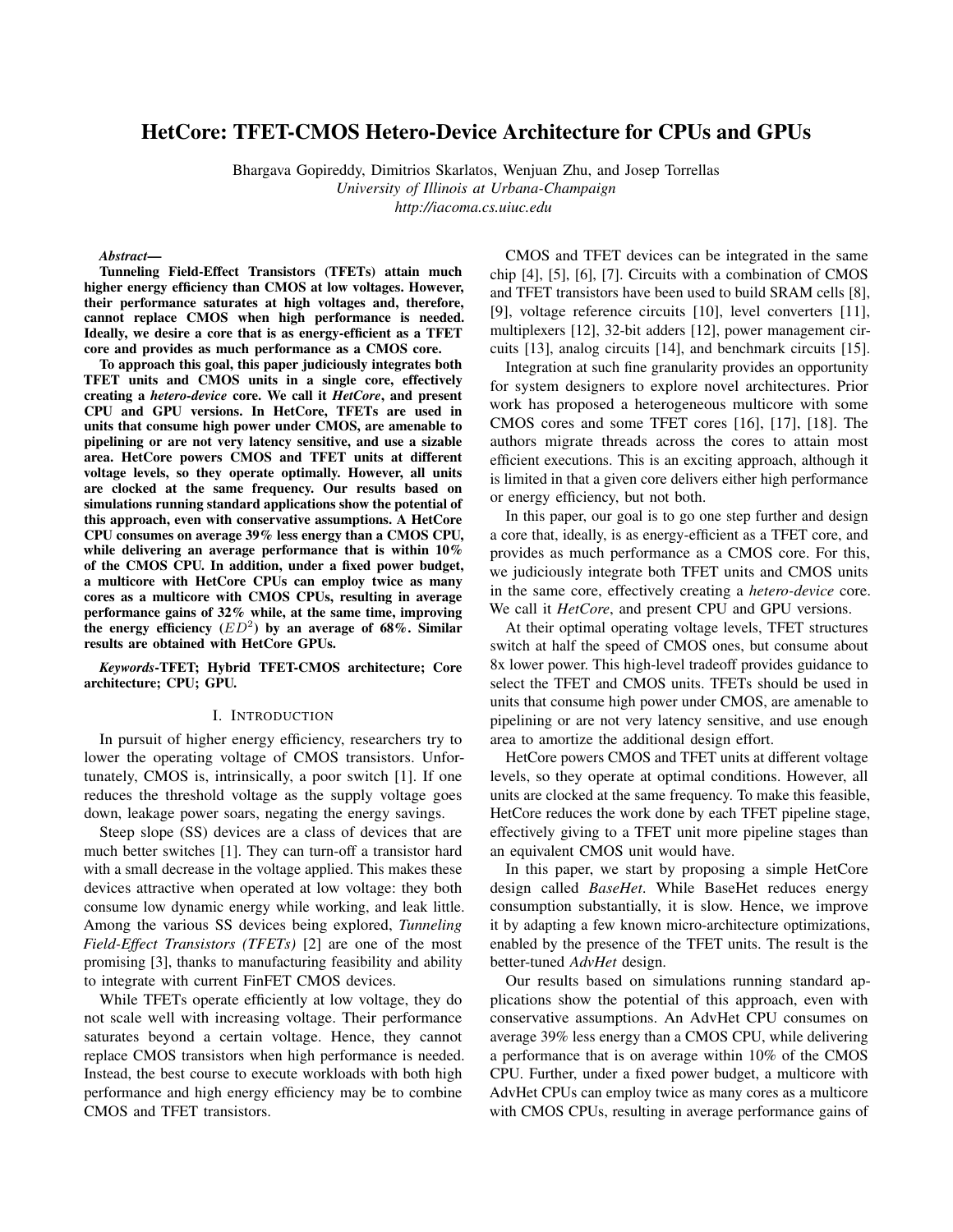# HetCore: TFET-CMOS Hetero-Device Architecture for CPUs and GPUs

Bhargava Gopireddy, Dimitrios Skarlatos, Wenjuan Zhu, and Josep Torrellas

*University of Illinois at Urbana-Champaign*

*http://iacoma.cs.uiuc.edu*

***Abstract*—**

**Tunneling Field-Effect Transistors (TFETs) attain much higher energy efficiency than CMOS at low voltages. However, their performance saturates at high voltages and, therefore, cannot replace CMOS when high performance is needed. Ideally, we desire a core that is as energy-efficient as a TFET core and provides as much performance as a CMOS core.**

**To approach this goal, this paper judiciously integrates both TFET units and CMOS units in a single core, effectively creating a *hetero-device* core. We call it *HetCore*, and present CPU and GPU versions. In HetCore, TFETs are used in units that consume high power under CMOS, are amenable to pipelining or are not very latency sensitive, and use a sizable area. HetCore powers CMOS and TFET units at different voltage levels, so they operate optimally. However, all units are clocked at the same frequency. Our results based on simulations running standard applications show the potential of this approach, even with conservative assumptions. A HetCore CPU consumes on average 39% less energy than a CMOS CPU, while delivering an average performance that is within 10% of the CMOS CPU. In addition, under a fixed power budget, a multicore with HetCore CPUs can employ twice as many cores as a multicore with CMOS CPUs, resulting in average performance gains of 32% while, at the same time, improving the energy efficiency ($ED^2$) by an average of 68%. Similar results are obtained with HetCore GPUs.**

***Keywords*-TFET; Hybrid TFET-CMOS architecture; Core architecture; CPU; GPU.**

## I. Introduction

In pursuit of higher energy efficiency, researchers try to lower the operating voltage of CMOS transistors. Unfortunately, CMOS is, intrinsically, a poor switch [1]. If one reduces the threshold voltage as the supply voltage goes down, leakage power soars, negating the energy savings.

Steep slope (SS) devices are a class of devices that are much better switches [1]. They can turn-off a transistor hard with a small decrease in the voltage applied. This makes these devices attractive when operated at low voltage: they both consume low dynamic energy while working, and leak little. Among the various SS devices being explored, *Tunneling Field-Effect Transistors (TFETs)* [2] are one of the most promising [3], thanks to manufacturing feasibility and ability to integrate with current FinFET CMOS devices.

While TFETs operate efficiently at low voltage, they do not scale well with increasing voltage. Their performance saturates beyond a certain voltage. Hence, they cannot replace CMOS transistors when high performance is needed. Instead, the best course to execute workloads with both high performance and high energy efficiency may be to combine CMOS and TFET transistors.

CMOS and TFET devices can be integrated in the same chip [4], [5], [6], [7]. Circuits with a combination of CMOS and TFET transistors have been used to build SRAM cells [8], [9], voltage reference circuits [10], level converters [11], multiplexers [12], 32-bit adders [12], power management circuits [13], analog circuits [14], and benchmark circuits [15].

Integration at such fine granularity provides an opportunity for system designers to explore novel architectures. Prior work has proposed a heterogeneous multicore with some CMOS cores and some TFET cores [16], [17], [18]. The authors migrate threads across the cores to attain most efficient executions. This is an exciting approach, although it is limited in that a given core delivers either high performance or energy efficiency, but not both.

In this paper, our goal is to go one step further and design a core that, ideally, is as energy-efficient as a TFET core, and provides as much performance as a CMOS core. For this, we judiciously integrate both TFET units and CMOS units in the same core, effectively creating a *hetero-device* core. We call it *HetCore*, and present CPU and GPU versions.

At their optimal operating voltage levels, TFET structures switch at half the speed of CMOS ones, but consume about 8x lower power. This high-level tradeoff provides guidance to select the TFET and CMOS units. TFETs should be used in units that consume high power under CMOS, are amenable to pipelining or are not very latency sensitive, and use enough area to amortize the additional design effort.

HetCore powers CMOS and TFET units at different voltage levels, so they operate at optimal conditions. However, all units are clocked at the same frequency. To make this feasible, HetCore reduces the work done by each TFET pipeline stage, effectively giving to a TFET unit more pipeline stages than an equivalent CMOS unit would have.

In this paper, we start by proposing a simple HetCore design called *BaseHet*. While BaseHet reduces energy consumption substantially, it is slow. Hence, we improve it by adapting a few known micro-architecture optimizations, enabled by the presence of the TFET units. The result is the better-tuned *AdvHet* design.

Our results based on simulations running standard applications show the potential of this approach, even with conservative assumptions. An AdvHet CPU consumes on average 39% less energy than a CMOS CPU, while delivering a performance that is on average within 10% of the CMOS CPU. Further, under a fixed power budget, a multicore with AdvHet CPUs can employ twice as many cores as a multicore with CMOS CPUs, resulting in average performance gains of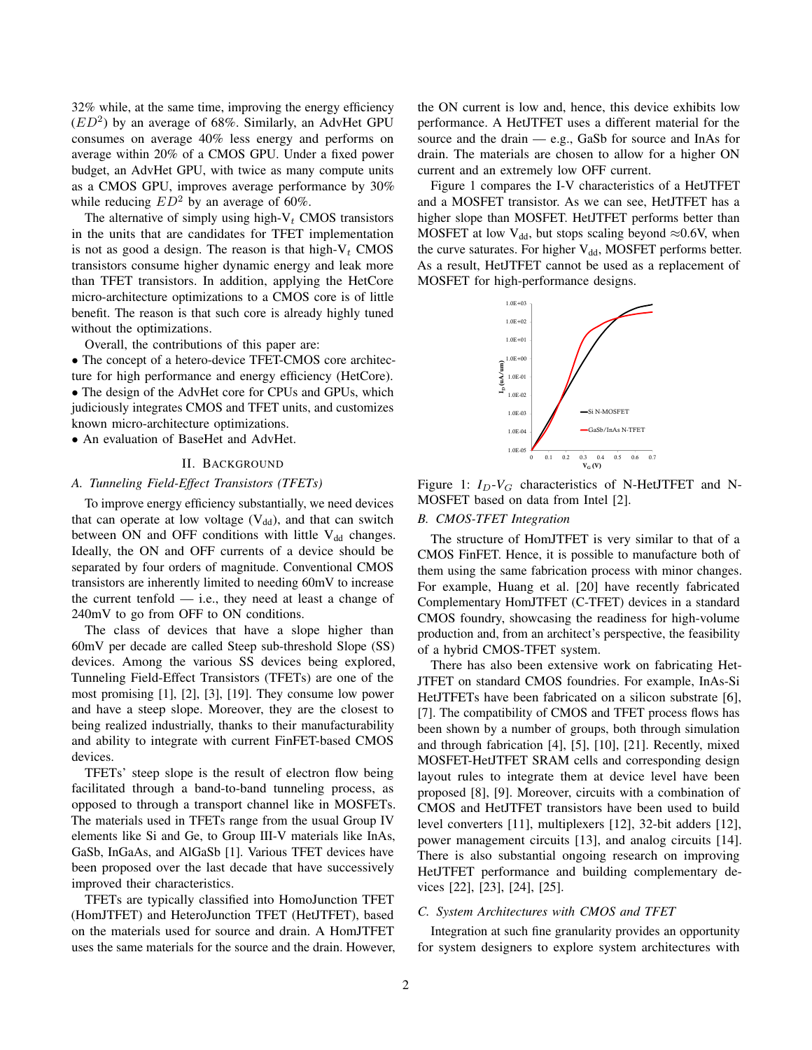32% while, at the same time, improving the energy efficiency ($ED^2$) by an average of 68%. Similarly, an AdvHet GPU consumes on average 40% less energy and performs on average within 20% of a CMOS GPU. Under a fixed power budget, an AdvHet GPU, with twice as many compute units as a CMOS GPU, improves average performance by 30% while reducing $ED^2$ by an average of 60%.

The alternative of simply using high-$V_t$ CMOS transistors in the units that are candidates for TFET implementation is not as good a design. The reason is that high-$V_t$ CMOS transistors consume higher dynamic energy and leak more than TFET transistors. In addition, applying the HetCore micro-architecture optimizations to a CMOS core is of little benefit. The reason is that such core is already highly tuned without the optimizations.

Overall, the contributions of this paper are:

- The concept of a hetero-device TFET-CMOS core architecture for high performance and energy efficiency (HetCore).
- The design of the AdvHet core for CPUs and GPUs, which judiciously integrates CMOS and TFET units, and customizes known micro-architecture optimizations.
- An evaluation of BaseHet and AdvHet.

## II. Background

### A. Tunneling Field-Effect Transistors (TFETs)

To improve energy efficiency substantially, we need devices that can operate at low voltage ($V_{dd}$), and that can switch between ON and OFF conditions with little $V_{dd}$ changes. Ideally, the ON and OFF currents of a device should be separated by four orders of magnitude. Conventional CMOS transistors are inherently limited to needing 60mV to increase the current tenfold — i.e., they need at least a change of 240mV to go from OFF to ON conditions.

The class of devices that have a slope higher than 60mV per decade are called Steep sub-threshold Slope (SS) devices. Among the various SS devices being explored, Tunneling Field-Effect Transistors (TFETs) are one of the most promising [1], [2], [3], [19]. They consume low power and have a steep slope. Moreover, they are the closest to being realized industrially, thanks to their manufacturability and ability to integrate with current FinFET-based CMOS devices.

TFETs' steep slope is the result of electron flow being facilitated through a band-to-band tunneling process, as opposed to through a transport channel like in MOSFETs. The materials used in TFETs range from the usual Group IV elements like Si and Ge, to Group III-V materials like InAs, GaSb, InGaAs, and AlGaSb [1]. Various TFET devices have been proposed over the last decade that have successively improved their characteristics.

TFETs are typically classified into HomoJunction TFET (HomJTFET) and HeteroJunction TFET (HetJTFET), based on the materials used for source and drain. A HomJTFET uses the same materials for the source and the drain. However, the ON current is low and, hence, this device exhibits low performance. A HetJTFET uses a different material for the source and the drain — e.g., GaSb for source and InAs for drain. The materials are chosen to allow for a higher ON current and an extremely low OFF current.

Figure 1 compares the I-V characteristics of a HetJTFET and a MOSFET transistor. As we can see, HetJTFET has a higher slope than MOSFET. HetJTFET performs better than MOSFET at low $V_{dd}$, but stops scaling beyond ≈0.6V, when the curve saturates. For higher $V_{dd}$, MOSFET performs better. As a result, HetJTFET cannot be used as a replacement of MOSFET for high-performance designs.

Figure 1: $I_D$-$V_G$ characteristics of N-HetJTFET and N-MOSFET based on data from Intel [2].

### B. CMOS-TFET Integration

The structure of HomJTFET is very similar to that of a CMOS FinFET. Hence, it is possible to manufacture both of them using the same fabrication process with minor changes. For example, Huang et al. [20] have recently fabricated Complementary HomJTFET (C-TFET) devices in a standard CMOS foundry, showcasing the readiness for high-volume production and, from an architect's perspective, the feasibility of a hybrid CMOS-TFET system.

There has also been extensive work on fabricating HetJTFET on standard CMOS foundries. For example, InAs-Si HetJTFETs have been fabricated on a silicon substrate [6], [7]. The compatibility of CMOS and TFET process flows has been shown by a number of groups, both through simulation and through fabrication [4], [5], [10], [21]. Recently, mixed MOSFET-HetJTFET SRAM cells and corresponding design layout rules to integrate them at device level have been proposed [8], [9]. Moreover, circuits with a combination of CMOS and HetJTFET transistors have been used to build level converters [11], multiplexers [12], 32-bit adders [12], power management circuits [13], and analog circuits [14]. There is also substantial ongoing research on improving HetJTFET performance and building complementary devices [22], [23], [24], [25].

### C. System Architectures with CMOS and TFET

Integration at such fine granularity provides an opportunity for system designers to explore system architectures with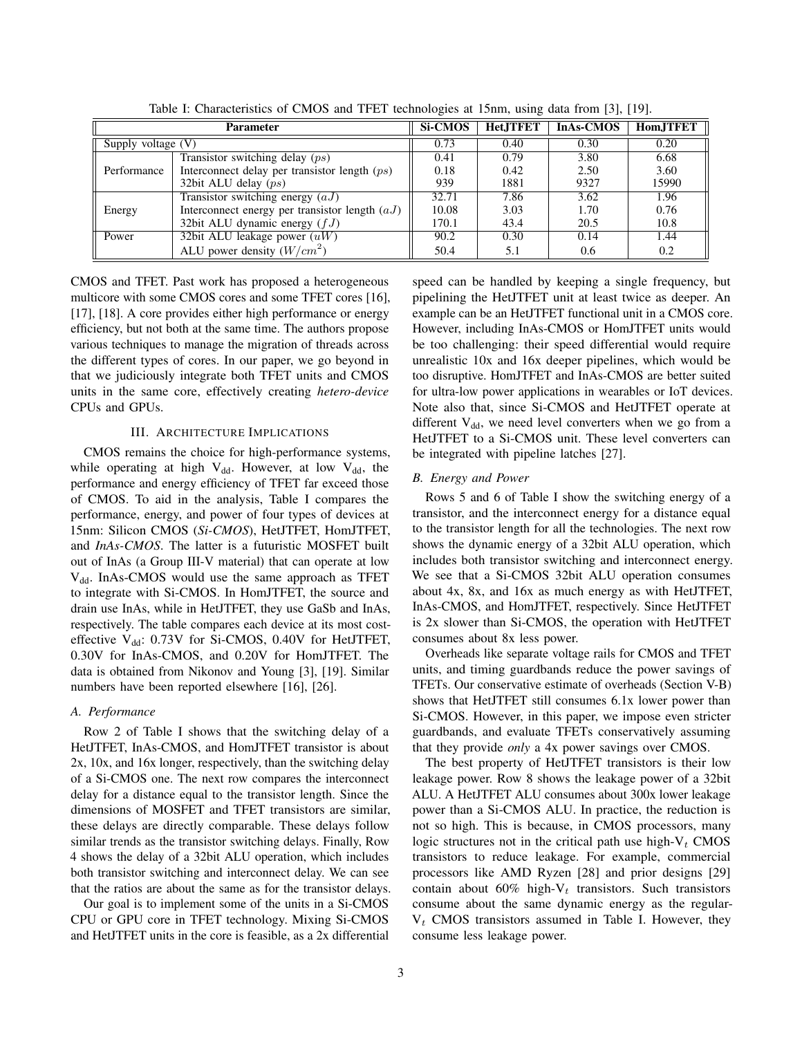Table I: Characteristics of CMOS and TFET technologies at 15nm, using data from [3], [19].

| Parameter | | Si-CMOS | HetJTFET | InAs-CMOS | HomJTFET |
|---|---|---|---|---|---|
| Supply voltage (V) | | 0.73 | 0.40 | 0.30 | 0.20 |
| Performance | Transistor switching delay ($ps$) | 0.41 | 0.79 | 3.80 | 6.68 |
| | Interconnect delay per transistor length ($ps$) | 0.18 | 0.42 | 2.50 | 3.60 |
| | 32bit ALU delay ($ps$) | 939 | 1881 | 9327 | 15990 |
| Energy | Transistor switching energy ($aJ$) | 32.71 | 7.86 | 3.62 | 1.96 |
| | Interconnect energy per transistor length ($aJ$) | 10.08 | 3.03 | 1.70 | 0.76 |
| | 32bit ALU dynamic energy ($fJ$) | 170.1 | 43.4 | 20.5 | 10.8 |
| Power | 32bit ALU leakage power ($uW$) | 90.2 | 0.30 | 0.14 | 1.44 |
| | ALU power density ($W/cm^2$) | 50.4 | 5.1 | 0.6 | 0.2 |

CMOS and TFET. Past work has proposed a heterogeneous multicore with some CMOS cores and some TFET cores [16], [17], [18]. A core provides either high performance or energy efficiency, but not both at the same time. The authors propose various techniques to manage the migration of threads across the different types of cores. In our paper, we go beyond in that we judiciously integrate both TFET units and CMOS units in the same core, effectively creating *hetero-device* CPUs and GPUs.

## III. Architecture Implications

CMOS remains the choice for high-performance systems, while operating at high $V_{dd}$. However, at low $V_{dd}$, the performance and energy efficiency of TFET far exceed those of CMOS. To aid in the analysis, Table I compares the performance, energy, and power of four types of devices at 15nm: Silicon CMOS (*Si-CMOS*), HetJTFET, HomJTFET, and *InAs-CMOS*. The latter is a futuristic MOSFET built out of InAs (a Group III-V material) that can operate at low $V_{dd}$. InAs-CMOS would use the same approach as TFET to integrate with Si-CMOS. In HomJTFET, the source and drain use InAs, while in HetJTFET, they use GaSb and InAs, respectively. The table compares each device at its most cost-effective $V_{dd}$: 0.73V for Si-CMOS, 0.40V for HetJTFET, 0.30V for InAs-CMOS, and 0.20V for HomJTFET. The data is obtained from Nikonov and Young [3], [19]. Similar numbers have been reported elsewhere [16], [26].

### A. Performance

Row 2 of Table I shows that the switching delay of a HetJTFET, InAs-CMOS, and HomJTFET transistor is about 2x, 10x, and 16x longer, respectively, than the switching delay of a Si-CMOS one. The next row compares the interconnect delay for a distance equal to the transistor length. Since the dimensions of MOSFET and TFET transistors are similar, these delays are directly comparable. These delays follow similar trends as the transistor switching delays. Finally, Row 4 shows the delay of a 32bit ALU operation, which includes both transistor switching and interconnect delay. We can see that the ratios are about the same as for the transistor delays.

Our goal is to implement some of the units in a Si-CMOS CPU or GPU core in TFET technology. Mixing Si-CMOS and HetJTFET units in the core is feasible, as a 2x differential speed can be handled by keeping a single frequency, but pipelining the HetJTFET unit at least twice as deeper. An example can be an HetJTFET functional unit in a CMOS core. However, including InAs-CMOS or HomJTFET units would be too challenging: their speed differential would require unrealistic 10x and 16x deeper pipelines, which would be too disruptive. HomJTFET and InAs-CMOS are better suited for ultra-low power applications in wearables or IoT devices. Note also that, since Si-CMOS and HetJTFET operate at different $V_{dd}$, we need level converters when we go from a HetJTFET to a Si-CMOS unit. These level converters can be integrated with pipeline latches [27].

### B. Energy and Power

Rows 5 and 6 of Table I show the switching energy of a transistor, and the interconnect energy for a distance equal to the transistor length for all the technologies. The next row shows the dynamic energy of a 32bit ALU operation, which includes both transistor switching and interconnect energy. We see that a Si-CMOS 32bit ALU operation consumes about 4x, 8x, and 16x as much energy as with HetJTFET, InAs-CMOS, and HomJTFET, respectively. Since HetJTFET is 2x slower than Si-CMOS, the operation with HetJTFET consumes about 8x less power.

Overheads like separate voltage rails for CMOS and TFET units, and timing guardbands reduce the power savings of TFETs. Our conservative estimate of overheads (Section V-B) shows that HetJTFET still consumes 6.1x lower power than Si-CMOS. However, in this paper, we impose even stricter guardbands, and evaluate TFETs conservatively assuming that they provide *only* a 4x power savings over CMOS.

The best property of HetJTFET transistors is their low leakage power. Row 8 shows the leakage power of a 32bit ALU. A HetJTFET ALU consumes about 300x lower leakage power than a Si-CMOS ALU. In practice, the reduction is not so high. This is because, in CMOS processors, many logic structures not in the critical path use high-$V_t$ CMOS transistors to reduce leakage. For example, commercial processors like AMD Ryzen [28] and prior designs [29] contain about 60% high-$V_t$ transistors. Such transistors consume about the same dynamic energy as the regular-$V_t$ CMOS transistors assumed in Table I. However, they consume less leakage power.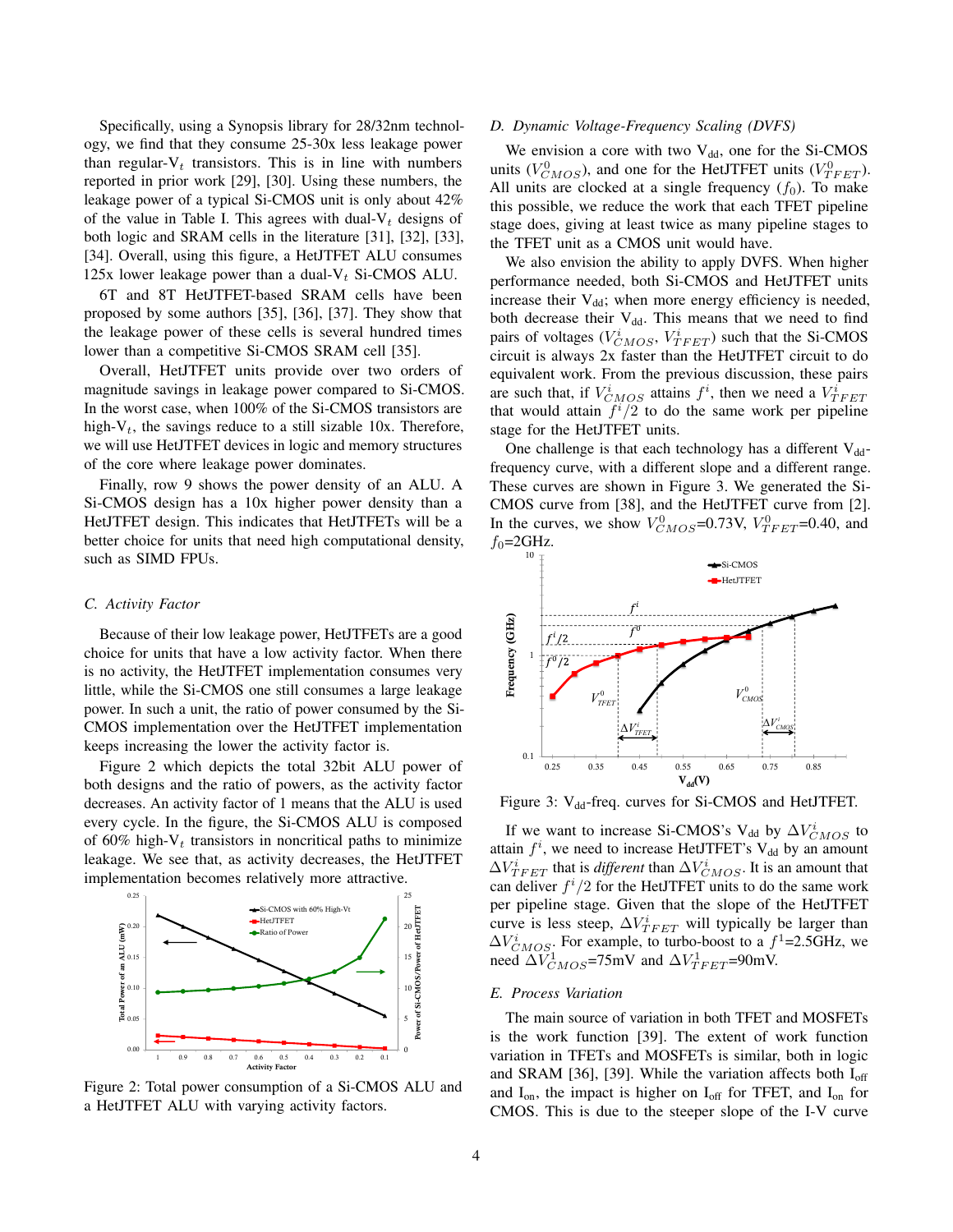Specifically, using a Synopsis library for 28/32nm technology, we find that they consume 25-30x less leakage power than regular-$V_t$ transistors. This is in line with numbers reported in prior work [29], [30]. Using these numbers, the leakage power of a typical Si-CMOS unit is only about 42% of the value in Table I. This agrees with dual-$V_t$ designs of both logic and SRAM cells in the literature [31], [32], [33], [34]. Overall, using this figure, a HetJTFET ALU consumes 125x lower leakage power than a dual-$V_t$ Si-CMOS ALU.

6T and 8T HetJTFET-based SRAM cells have been proposed by some authors [35], [36], [37]. They show that the leakage power of these cells is several hundred times lower than a competitive Si-CMOS SRAM cell [35].

Overall, HetJTFET units provide over two orders of magnitude savings in leakage power compared to Si-CMOS. In the worst case, when 100% of the Si-CMOS transistors are high-$V_t$, the savings reduce to a still sizable 10x. Therefore, we will use HetJTFET devices in logic and memory structures of the core where leakage power dominates.

Finally, row 9 shows the power density of an ALU. A Si-CMOS design has a 10x higher power density than a HetJTFET design. This indicates that HetJTFETs will be a better choice for units that need high computational density, such as SIMD FPUs.

### C. Activity Factor

Because of their low leakage power, HetJTFETs are a good choice for units that have a low activity factor. When there is no activity, the HetJTFET implementation consumes very little, while the Si-CMOS one still consumes a large leakage power. In such a unit, the ratio of power consumed by the Si-CMOS implementation over the HetJTFET implementation keeps increasing the lower the activity factor is.

Figure 2 which depicts the total 32bit ALU power of both designs and the ratio of powers, as the activity factor decreases. An activity factor of 1 means that the ALU is used every cycle. In the figure, the Si-CMOS ALU is composed of 60% high-$V_t$ transistors in noncritical paths to minimize leakage. We see that, as activity decreases, the HetJTFET implementation becomes relatively more attractive.

Figure 2: Total power consumption of a Si-CMOS ALU and a HetJTFET ALU with varying activity factors.

### D. Dynamic Voltage-Frequency Scaling (DVFS)

We envision a core with two $V_{dd}$, one for the Si-CMOS units ($V^0_{CMOS}$), and one for the HetJTFET units ($V^0_{TFET}$). All units are clocked at a single frequency ($f_0$). To make this possible, we reduce the work that each TFET pipeline stage does, giving at least twice as many pipeline stages to the TFET unit as a CMOS unit would have.

We also envision the ability to apply DVFS. When higher performance needed, both Si-CMOS and HetJTFET units increase their $V_{dd}$; when more energy efficiency is needed, both decrease their $V_{dd}$. This means that we need to find pairs of voltages ($V^i_{CMOS}$, $V^i_{TFET}$) such that the Si-CMOS circuit is always 2x faster than the HetJTFET circuit to do equivalent work. From the previous discussion, these pairs are such that, if $V^i_{CMOS}$ attains $f^i$, then we need a $V^i_{TFET}$ that would attain $f^i/2$ to do the same work per pipeline stage for the HetJTFET units.

One challenge is that each technology has a different $V_{dd}$-frequency curve, with a different slope and a different range. These curves are shown in Figure 3. We generated the Si-CMOS curve from [38], and the HetJTFET curve from [2]. In the curves, we show $V^0_{CMOS}$=0.73V, $V^0_{TFET}$=0.40, and $f_0$=2GHz.

Figure 3: $V_{dd}$-freq. curves for Si-CMOS and HetJTFET.

If we want to increase Si-CMOS's $V_{dd}$ by $\Delta V^i_{CMOS}$ to attain $f^i$, we need to increase HetJTFET's $V_{dd}$ by an amount $\Delta V^i_{TFET}$ that is *different* than $\Delta V^i_{CMOS}$. It is an amount that can deliver $f^i/2$ for the HetJTFET units to do the same work per pipeline stage. Given that the slope of the HetJTFET curve is less steep, $\Delta V^i_{TFET}$ will typically be larger than $\Delta V^i_{CMOS}$. For example, to turbo-boost to a $f^1$=2.5GHz, we need $\Delta V^1_{CMOS}$=75mV and $\Delta V^1_{TFET}$=90mV.

### E. Process Variation

The main source of variation in both TFET and MOSFETs is the work function [39]. The extent of work function variation in TFETs and MOSFETs is similar, both in logic and SRAM [36], [39]. While the variation affects both $I_{off}$ and $I_{on}$, the impact is higher on $I_{off}$ for TFET, and $I_{on}$ for CMOS. This is due to the steeper slope of the I-V curve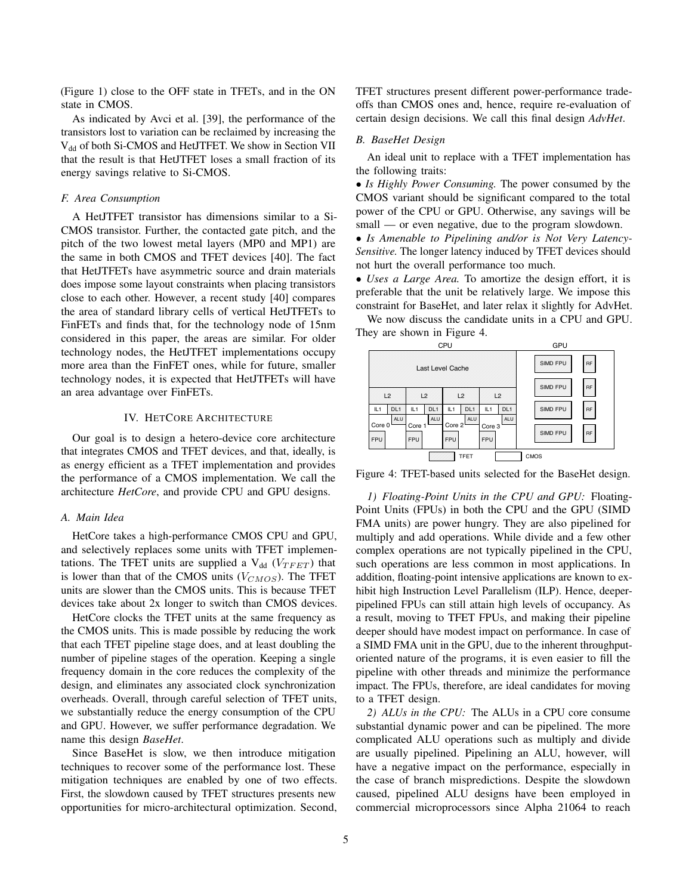(Figure 1) close to the OFF state in TFETs, and in the ON state in CMOS.

As indicated by Avci et al. [39], the performance of the transistors lost to variation can be reclaimed by increasing the $V_{dd}$ of both Si-CMOS and HetJTFET. We show in Section VII that the result is that HetJTFET loses a small fraction of its energy savings relative to Si-CMOS.

### F. Area Consumption

A HetJTFET transistor has dimensions similar to a Si-CMOS transistor. Further, the contacted gate pitch, and the pitch of the two lowest metal layers (MP0 and MP1) are the same in both CMOS and TFET devices [40]. The fact that HetJTFETs have asymmetric source and drain materials does impose some layout constraints when placing transistors close to each other. However, a recent study [40] compares the area of standard library cells of vertical HetJTFETs to FinFETs and finds that, for the technology node of 15nm considered in this paper, the areas are similar. For older technology nodes, the HetJTFET implementations occupy more area than the FinFET ones, while for future, smaller technology nodes, it is expected that HetJTFETs will have an area advantage over FinFETs.

## IV. HetCore Architecture

Our goal is to design a hetero-device core architecture that integrates CMOS and TFET devices, and that, ideally, is as energy efficient as a TFET implementation and provides the performance of a CMOS implementation. We call the architecture *HetCore*, and provide CPU and GPU designs.

### A. Main Idea

HetCore takes a high-performance CMOS CPU and GPU, and selectively replaces some units with TFET implementations. The TFET units are supplied a $V_{dd}$ ($V_{TFET}$) that is lower than that of the CMOS units ($V_{CMOS}$). The TFET units are slower than the CMOS units. This is because TFET devices take about 2x longer to switch than CMOS devices.

HetCore clocks the TFET units at the same frequency as the CMOS units. This is made possible by reducing the work that each TFET pipeline stage does, and at least doubling the number of pipeline stages of the operation. Keeping a single frequency domain in the core reduces the complexity of the design, and eliminates any associated clock synchronization overheads. Overall, through careful selection of TFET units, we substantially reduce the energy consumption of the CPU and GPU. However, we suffer performance degradation. We name this design *BaseHet*.

Since BaseHet is slow, we then introduce mitigation techniques to recover some of the performance lost. These mitigation techniques are enabled by one of two effects. First, the slowdown caused by TFET structures presents new opportunities for micro-architectural optimization. Second, TFET structures present different power-performance tradeoffs than CMOS ones and, hence, require re-evaluation of certain design decisions. We call this final design *AdvHet*.

### B. BaseHet Design

An ideal unit to replace with a TFET implementation has the following traits:

- *Is Highly Power Consuming.* The power consumed by the CMOS variant should be significant compared to the total power of the CPU or GPU. Otherwise, any savings will be small — or even negative, due to the program slowdown.
- *Is Amenable to Pipelining and/or is Not Very Latency-Sensitive.* The longer latency induced by TFET devices should not hurt the overall performance too much.
- *Uses a Large Area.* To amortize the design effort, it is preferable that the unit be relatively large. We impose this constraint for BaseHet, and later relax it slightly for AdvHet.

We now discuss the candidate units in a CPU and GPU. They are shown in Figure 4.

Figure 4: TFET-based units selected for the BaseHet design.

*1) Floating-Point Units in the CPU and GPU:* Floating-Point Units (FPUs) in both the CPU and the GPU (SIMD FMA units) are power hungry. They are also pipelined for multiply and add operations. While divide and a few other complex operations are not typically pipelined in the CPU, such operations are less common in most applications. In addition, floating-point intensive applications are known to exhibit high Instruction Level Parallelism (ILP). Hence, deeper-pipelined FPUs can still attain high levels of occupancy. As a result, moving to TFET FPUs, and making their pipeline deeper should have modest impact on performance. In case of a SIMD FMA unit in the GPU, due to the inherent throughput-oriented nature of the programs, it is even easier to fill the pipeline with other threads and minimize the performance impact. The FPUs, therefore, are ideal candidates for moving to a TFET design.

*2) ALUs in the CPU:* The ALUs in a CPU core consume substantial dynamic power and can be pipelined. The more complicated ALU operations such as multiply and divide are usually pipelined. Pipelining an ALU, however, will have a negative impact on the performance, especially in the case of branch mispredictions. Despite the slowdown caused, pipelined ALU designs have been employed in commercial microprocessors since Alpha 21064 to reach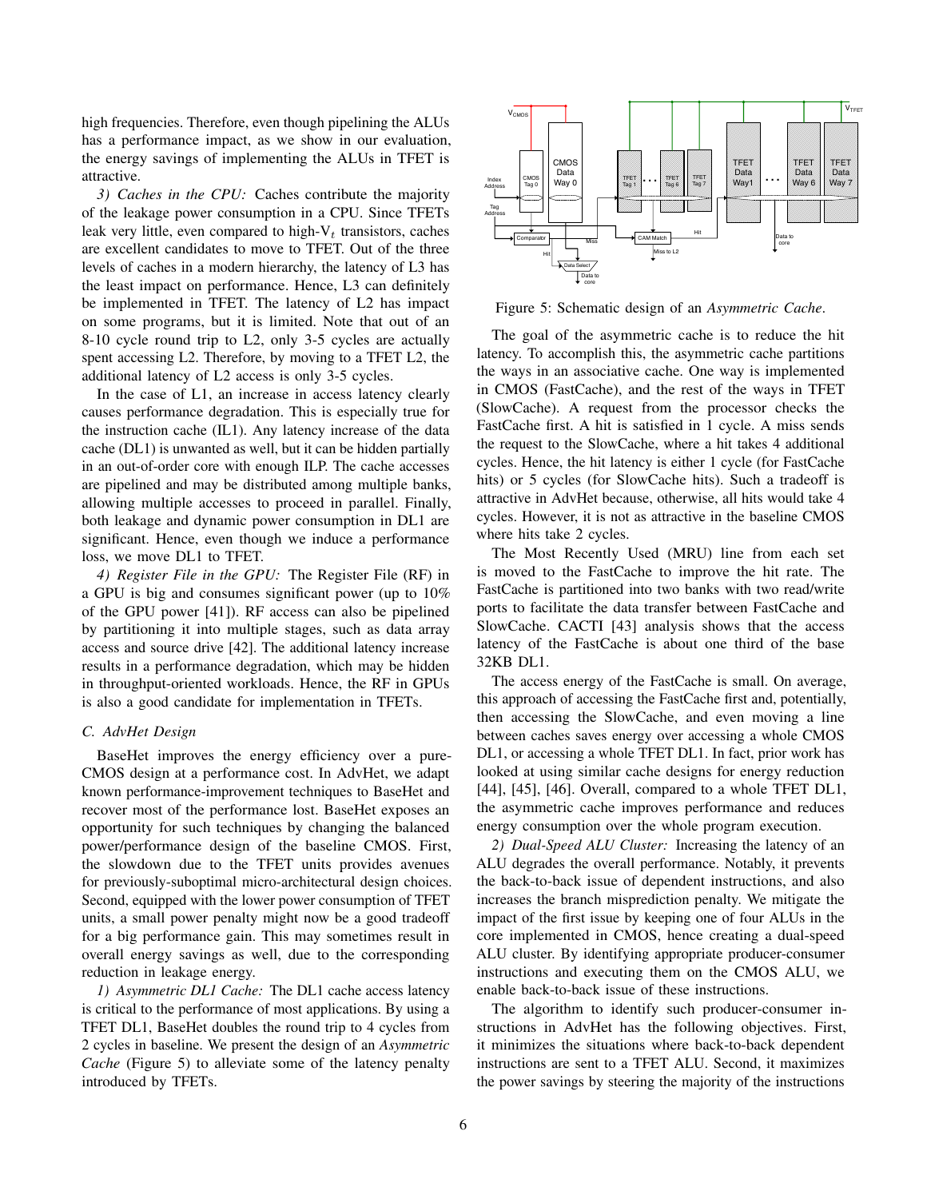high frequencies. Therefore, even though pipelining the ALUs has a performance impact, as we show in our evaluation, the energy savings of implementing the ALUs in TFET is attractive.

*3) Caches in the CPU:* Caches contribute the majority of the leakage power consumption in a CPU. Since TFETs leak very little, even compared to high-$V_t$ transistors, caches are excellent candidates to move to TFET. Out of the three levels of caches in a modern hierarchy, the latency of L3 has the least impact on performance. Hence, L3 can definitely be implemented in TFET. The latency of L2 has impact on some programs, but it is limited. Note that out of an 8-10 cycle round trip to L2, only 3-5 cycles are actually spent accessing L2. Therefore, by moving to a TFET L2, the additional latency of L2 access is only 3-5 cycles.

In the case of L1, an increase in access latency clearly causes performance degradation. This is especially true for the instruction cache (IL1). Any latency increase of the data cache (DL1) is unwanted as well, but it can be hidden partially in an out-of-order core with enough ILP. The cache accesses are pipelined and may be distributed among multiple banks, allowing multiple accesses to proceed in parallel. Finally, both leakage and dynamic power consumption in DL1 are significant. Hence, even though we induce a performance loss, we move DL1 to TFET.

*4) Register File in the GPU:* The Register File (RF) in a GPU is big and consumes significant power (up to 10% of the GPU power [41]). RF access can also be pipelined by partitioning it into multiple stages, such as data array access and source drive [42]. The additional latency increase results in a performance degradation, which may be hidden in throughput-oriented workloads. Hence, the RF in GPUs is also a good candidate for implementation in TFETs.

### C. AdvHet Design

BaseHet improves the energy efficiency over a pure-CMOS design at a performance cost. In AdvHet, we adapt known performance-improvement techniques to BaseHet and recover most of the performance lost. BaseHet exposes an opportunity for such techniques by changing the balanced power/performance design of the baseline CMOS. First, the slowdown due to the TFET units provides avenues for previously-suboptimal micro-architectural design choices. Second, equipped with the lower power consumption of TFET units, a small power penalty might now be a good tradeoff for a big performance gain. This may sometimes result in overall energy savings as well, due to the corresponding reduction in leakage energy.

*1) Asymmetric DL1 Cache:* The DL1 cache access latency is critical to the performance of most applications. By using a TFET DL1, BaseHet doubles the round trip to 4 cycles from 2 cycles in baseline. We present the design of an *Asymmetric Cache* (Figure 5) to alleviate some of the latency penalty introduced by TFETs.

Figure 5: Schematic design of an *Asymmetric Cache*.

The goal of the asymmetric cache is to reduce the hit latency. To accomplish this, the asymmetric cache partitions the ways in an associative cache. One way is implemented in CMOS (FastCache), and the rest of the ways in TFET (SlowCache). A request from the processor checks the FastCache first. A hit is satisfied in 1 cycle. A miss sends the request to the SlowCache, where a hit takes 4 additional cycles. Hence, the hit latency is either 1 cycle (for FastCache hits) or 5 cycles (for SlowCache hits). Such a tradeoff is attractive in AdvHet because, otherwise, all hits would take 4 cycles. However, it is not as attractive in the baseline CMOS where hits take 2 cycles.

The Most Recently Used (MRU) line from each set is moved to the FastCache to improve the hit rate. The FastCache is partitioned into two banks with two read/write ports to facilitate the data transfer between FastCache and SlowCache. CACTI [43] analysis shows that the access latency of the FastCache is about one third of the base 32KB DL1.

The access energy of the FastCache is small. On average, this approach of accessing the FastCache first and, potentially, then accessing the SlowCache, and even moving a line between caches saves energy over accessing a whole CMOS DL1, or accessing a whole TFET DL1. In fact, prior work has looked at using similar cache designs for energy reduction [44], [45], [46]. Overall, compared to a whole TFET DL1, the asymmetric cache improves performance and reduces energy consumption over the whole program execution.

*2) Dual-Speed ALU Cluster:* Increasing the latency of an ALU degrades the overall performance. Notably, it prevents the back-to-back issue of dependent instructions, and also increases the branch misprediction penalty. We mitigate the impact of the first issue by keeping one of four ALUs in the core implemented in CMOS, hence creating a dual-speed ALU cluster. By identifying appropriate producer-consumer instructions and executing them on the CMOS ALU, we enable back-to-back issue of these instructions.

The algorithm to identify such producer-consumer instructions in AdvHet has the following objectives. First, it minimizes the situations where back-to-back dependent instructions are sent to a TFET ALU. Second, it maximizes the power savings by steering the majority of the instructions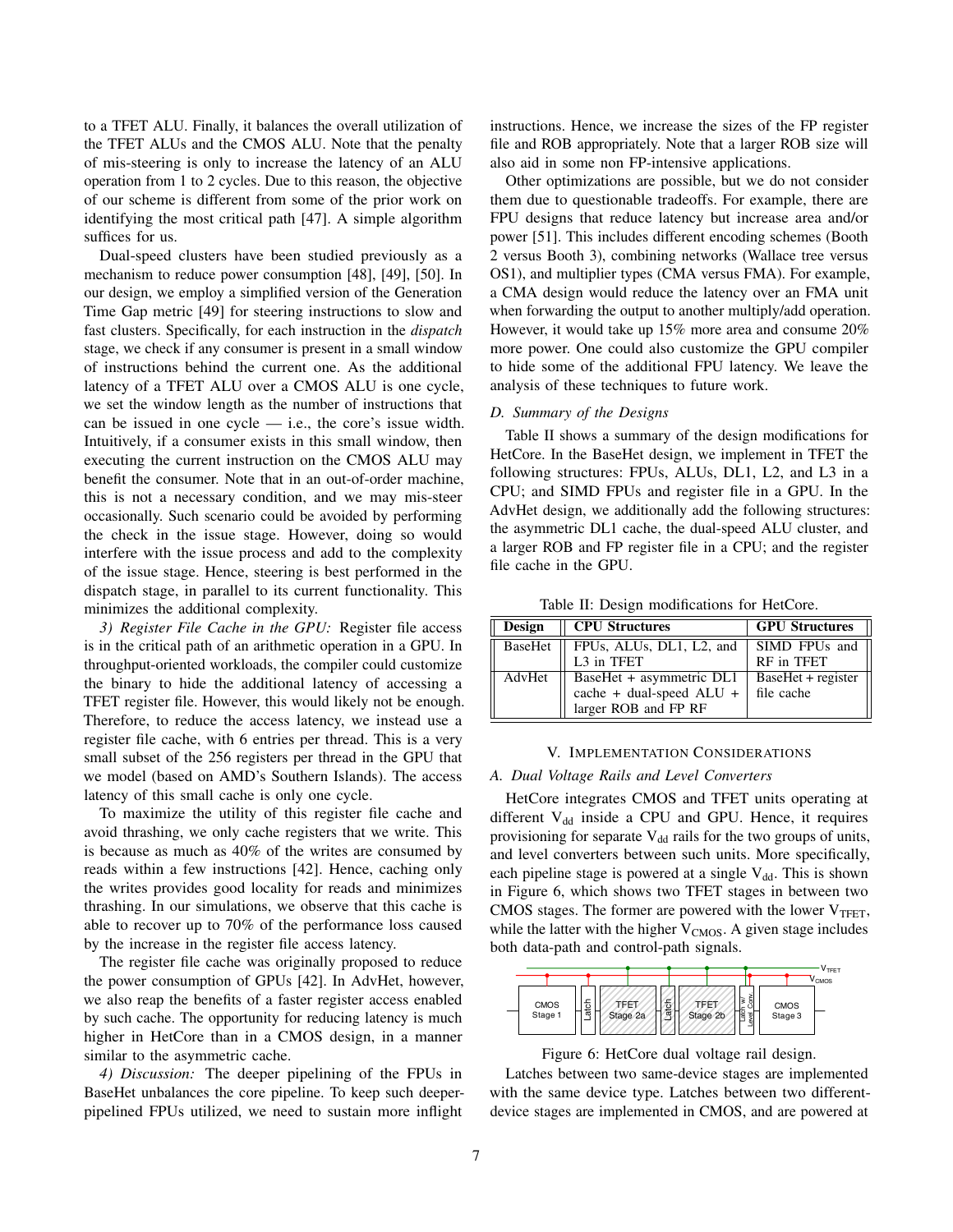to a TFET ALU. Finally, it balances the overall utilization of the TFET ALUs and the CMOS ALU. Note that the penalty of mis-steering is only to increase the latency of an ALU operation from 1 to 2 cycles. Due to this reason, the objective of our scheme is different from some of the prior work on identifying the most critical path [47]. A simple algorithm suffices for us.

Dual-speed clusters have been studied previously as a mechanism to reduce power consumption [48], [49], [50]. In our design, we employ a simplified version of the Generation Time Gap metric [49] for steering instructions to slow and fast clusters. Specifically, for each instruction in the *dispatch* stage, we check if any consumer is present in a small window of instructions behind the current one. As the additional latency of a TFET ALU over a CMOS ALU is one cycle, we set the window length as the number of instructions that can be issued in one cycle — i.e., the core's issue width. Intuitively, if a consumer exists in this small window, then executing the current instruction on the CMOS ALU may benefit the consumer. Note that in an out-of-order machine, this is not a necessary condition, and we may mis-steer occasionally. Such scenario could be avoided by performing the check in the issue stage. However, doing so would interfere with the issue process and add to the complexity of the issue stage. Hence, steering is best performed in the dispatch stage, in parallel to its current functionality. This minimizes the additional complexity.

*3) Register File Cache in the GPU:* Register file access is in the critical path of an arithmetic operation in a GPU. In throughput-oriented workloads, the compiler could customize the binary to hide the additional latency of accessing a TFET register file. However, this would likely not be enough. Therefore, to reduce the access latency, we instead use a register file cache, with 6 entries per thread. This is a very small subset of the 256 registers per thread in the GPU that we model (based on AMD's Southern Islands). The access latency of this small cache is only one cycle.

To maximize the utility of this register file cache and avoid thrashing, we only cache registers that we write. This is because as much as 40% of the writes are consumed by reads within a few instructions [42]. Hence, caching only the writes provides good locality for reads and minimizes thrashing. In our simulations, we observe that this cache is able to recover up to 70% of the performance loss caused by the increase in the register file access latency.

The register file cache was originally proposed to reduce the power consumption of GPUs [42]. In AdvHet, however, we also reap the benefits of a faster register access enabled by such cache. The opportunity for reducing latency is much higher in HetCore than in a CMOS design, in a manner similar to the asymmetric cache.

*4) Discussion:* The deeper pipelining of the FPUs in BaseHet unbalances the core pipeline. To keep such deeper-pipelined FPUs utilized, we need to sustain more inflight instructions. Hence, we increase the sizes of the FP register file and ROB appropriately. Note that a larger ROB size will also aid in some non FP-intensive applications.

Other optimizations are possible, but we do not consider them due to questionable tradeoffs. For example, there are FPU designs that reduce latency but increase area and/or power [51]. This includes different encoding schemes (Booth 2 versus Booth 3), combining networks (Wallace tree versus OS1), and multiplier types (CMA versus FMA). For example, a CMA design would reduce the latency over an FMA unit when forwarding the output to another multiply/add operation. However, it would take up 15% more area and consume 20% more power. One could also customize the GPU compiler to hide some of the additional FPU latency. We leave the analysis of these techniques to future work.

### D. Summary of the Designs

Table II shows a summary of the design modifications for HetCore. In the BaseHet design, we implement in TFET the following structures: FPUs, ALUs, DL1, L2, and L3 in a CPU; and SIMD FPUs and register file in a GPU. In the AdvHet design, we additionally add the following structures: the asymmetric DL1 cache, the dual-speed ALU cluster, and a larger ROB and FP register file in a CPU; and the register file cache in the GPU.

Table II: Design modifications for HetCore.

| Design | CPU Structures | GPU Structures |
|---|---|---|
| BaseHet | FPUs, ALUs, DL1, L2, and L3 in TFET | SIMD FPUs and RF in TFET |
| AdvHet | BaseHet + asymmetric DL1 cache + dual-speed ALU + larger ROB and FP RF | BaseHet + register file cache |

## V. Implementation Considerations

### A. Dual Voltage Rails and Level Converters

HetCore integrates CMOS and TFET units operating at different $V_{dd}$ inside a CPU and GPU. Hence, it requires provisioning for separate $V_{dd}$ rails for the two groups of units, and level converters between such units. More specifically, each pipeline stage is powered at a single $V_{dd}$. This is shown in Figure 6, which shows two TFET stages in between two CMOS stages. The former are powered with the lower $V_{TFET}$, while the latter with the higher $V_{CMOS}$. A given stage includes both data-path and control-path signals.

Figure 6: HetCore dual voltage rail design.

Latches between two same-device stages are implemented with the same device type. Latches between two different-device stages are implemented in CMOS, and are powered at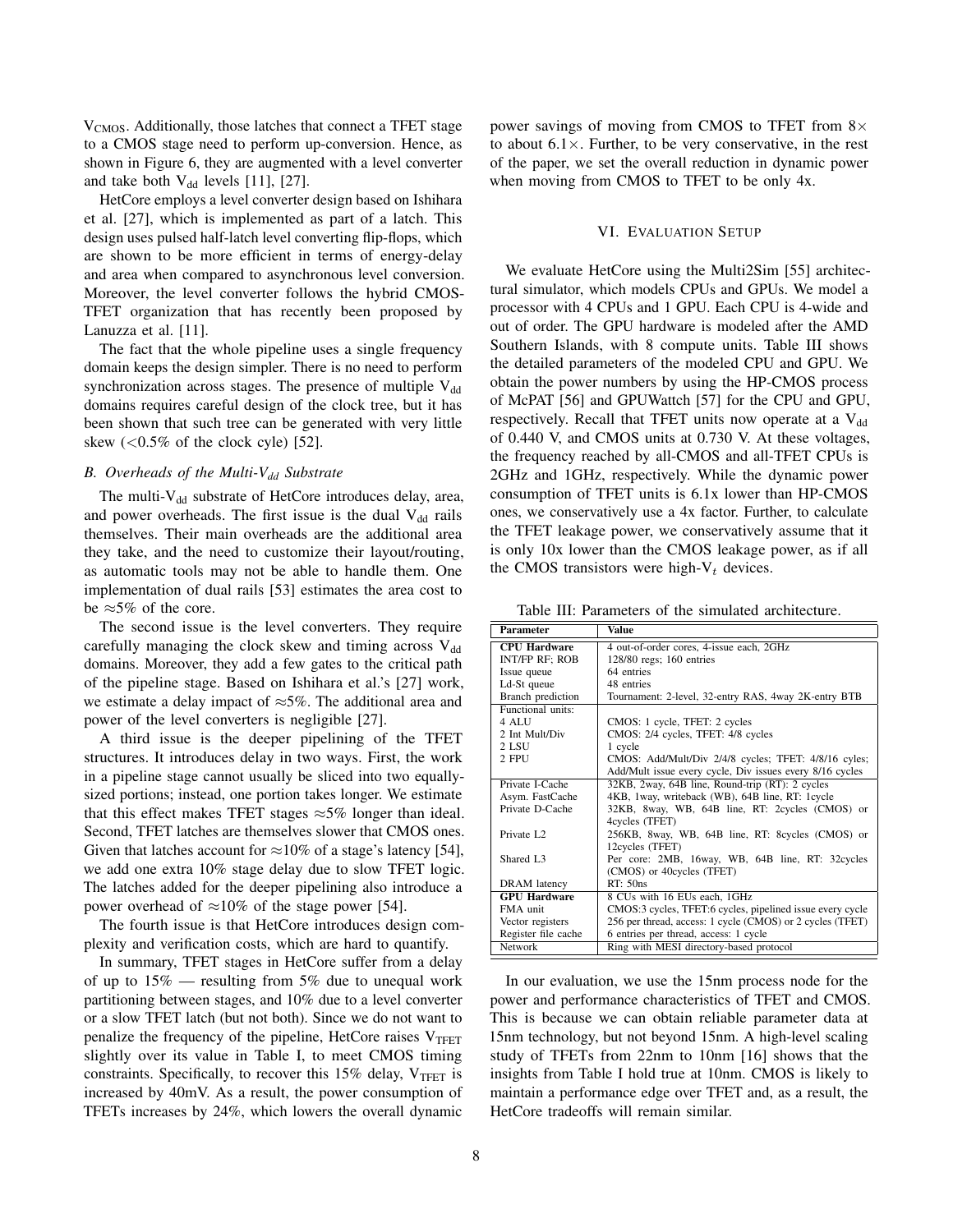$V_{CMOS}$. Additionally, those latches that connect a TFET stage to a CMOS stage need to perform up-conversion. Hence, as shown in Figure 6, they are augmented with a level converter and take both $V_{dd}$ levels [11], [27].

HetCore employs a level converter design based on Ishihara et al. [27], which is implemented as part of a latch. This design uses pulsed half-latch level converting flip-flops, which are shown to be more efficient in terms of energy-delay and area when compared to asynchronous level conversion. Moreover, the level converter follows the hybrid CMOS-TFET organization that has recently been proposed by Lanuzza et al. [11].

The fact that the whole pipeline uses a single frequency domain keeps the design simpler. There is no need to perform synchronization across stages. The presence of multiple $V_{dd}$ domains requires careful design of the clock tree, but it has been shown that such tree can be generated with very little skew (<0.5% of the clock cyle) [52].

### B. Overheads of the Multi-$V_{dd}$ Substrate

The multi-$V_{dd}$ substrate of HetCore introduces delay, area, and power overheads. The first issue is the dual $V_{dd}$ rails themselves. Their main overheads are the additional area they take, and the need to customize their layout/routing, as automatic tools may not be able to handle them. One implementation of dual rails [53] estimates the area cost to be ≈5% of the core.

The second issue is the level converters. They require carefully managing the clock skew and timing across $V_{dd}$ domains. Moreover, they add a few gates to the critical path of the pipeline stage. Based on Ishihara et al.'s [27] work, we estimate a delay impact of ≈5%. The additional area and power of the level converters is negligible [27].

A third issue is the deeper pipelining of the TFET structures. It introduces delay in two ways. First, the work in a pipeline stage cannot usually be sliced into two equally-sized portions; instead, one portion takes longer. We estimate that this effect makes TFET stages ≈5% longer than ideal. Second, TFET latches are themselves slower that CMOS ones. Given that latches account for ≈10% of a stage's latency [54], we add one extra 10% stage delay due to slow TFET logic. The latches added for the deeper pipelining also introduce a power overhead of ≈10% of the stage power [54].

The fourth issue is that HetCore introduces design complexity and verification costs, which are hard to quantify.

In summary, TFET stages in HetCore suffer from a delay of up to 15% — resulting from 5% due to unequal work partitioning between stages, and 10% due to a level converter or a slow TFET latch (but not both). Since we do not want to penalize the frequency of the pipeline, HetCore raises $V_{TFET}$ slightly over its value in Table I, to meet CMOS timing constraints. Specifically, to recover this 15% delay, $V_{TFET}$ is increased by 40mV. As a result, the power consumption of TFETs increases by 24%, which lowers the overall dynamic power savings of moving from CMOS to TFET from 8× to about 6.1×. Further, to be very conservative, in the rest of the paper, we set the overall reduction in dynamic power when moving from CMOS to TFET to be only 4x.

## VI. Evaluation Setup

We evaluate HetCore using the Multi2Sim [55] architectural simulator, which models CPUs and GPUs. We model a processor with 4 CPUs and 1 GPU. Each CPU is 4-wide and out of order. The GPU hardware is modeled after the AMD Southern Islands, with 8 compute units. Table III shows the detailed parameters of the modeled CPU and GPU. We obtain the power numbers by using the HP-CMOS process of McPAT [56] and GPUWattch [57] for the CPU and GPU, respectively. Recall that TFET units now operate at a $V_{dd}$ of 0.440 V, and CMOS units at 0.730 V. At these voltages, the frequency reached by all-CMOS and all-TFET CPUs is 2GHz and 1GHz, respectively. While the dynamic power consumption of TFET units is 6.1x lower than HP-CMOS ones, we conservatively use a 4x factor. Further, to calculate the TFET leakage power, we conservatively assume that it is only 10x lower than the CMOS leakage power, as if all the CMOS transistors were high-$V_t$ devices.

Table III: Parameters of the simulated architecture.

| Parameter | Value |
|---|---|
| **CPU Hardware** | 4 out-of-order cores, 4-issue each, 2GHz |
| INT/FP RF; ROB | 128/80 regs; 160 entries |
| Issue queue | 64 entries |
| Ld-St queue | 48 entries |
| Branch prediction | Tournament: 2-level, 32-entry RAS, 4way 2K-entry BTB |
| Functional units: | |
| 4 ALU | CMOS: 1 cycle, TFET: 2 cycles |
| 2 Int Mult/Div | CMOS: 2/4 cycles, TFET: 4/8 cycles |
| 2 LSU | 1 cycle |
| 2 FPU | CMOS: Add/Mult/Div 2/4/8 cycles; TFET: 4/8/16 cyles; Add/Mult issue every cycle, Div issues every 8/16 cycles |
| Private I-Cache | 32KB, 2way, 64B line, Round-trip (RT): 2 cycles |
| Asym. FastCache | 4KB, 1way, writeback (WB), 64B line, RT: 1cycle |
| Private D-Cache | 32KB, 8way, WB, 64B line, RT: 2cycles (CMOS) or 4cycles (TFET) |
| Private L2 | 256KB, 8way, WB, 64B line, RT: 8cycles (CMOS) or 12cycles (TFET) |
| Shared L3 | Per core: 2MB, 16way, WB, 64B line, RT: 32cycles (CMOS) or 40cycles (TFET) |
| DRAM latency | RT: 50ns |
| **GPU Hardware** | 8 CUs with 16 EUs each, 1GHz |
| FMA unit | CMOS:3 cycles, TFET:6 cycles, pipelined issue every cycle |
| Vector registers | 256 per thread, access: 1 cycle (CMOS) or 2 cycles (TFET) |
| Register file cache | 6 entries per thread, access: 1 cycle |
| Network | Ring with MESI directory-based protocol |

In our evaluation, we use the 15nm process node for the power and performance characteristics of TFET and CMOS. This is because we can obtain reliable parameter data at 15nm technology, but not beyond 15nm. A high-level scaling study of TFETs from 22nm to 10nm [16] shows that the insights from Table I hold true at 10nm. CMOS is likely to maintain a performance edge over TFET and, as a result, the HetCore tradeoffs will remain similar.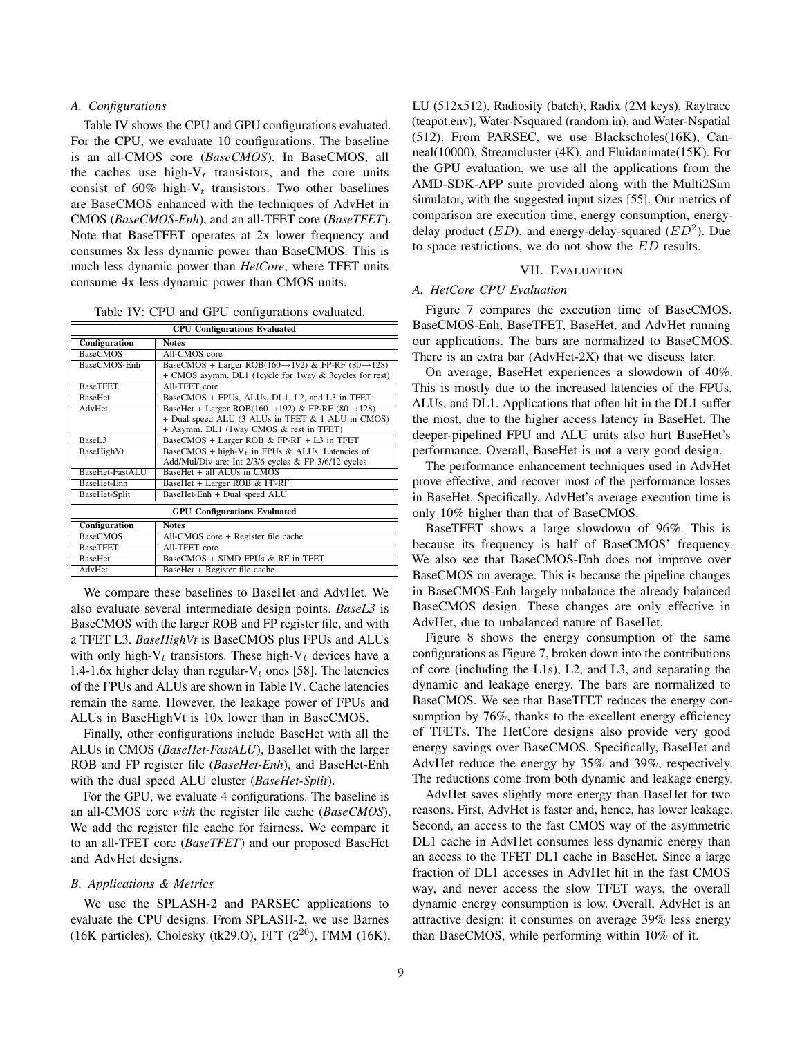### A. Configurations

Table IV shows the CPU and GPU configurations evaluated. For the CPU, we evaluate 10 configurations. The baseline is an all-CMOS core (*BaseCMOS*). In BaseCMOS, all the caches use high-$V_t$ transistors, and the core units consist of 60% high-$V_t$ transistors. Two other baselines are BaseCMOS enhanced with the techniques of AdvHet in CMOS (*BaseCMOS-Enh*), and an all-TFET core (*BaseTFET*). Note that BaseTFET operates at 2x lower frequency and consumes 8x less dynamic power than BaseCMOS. This is much less dynamic power than *HetCore*, where TFET units consume 4x less dynamic power than CMOS units.

Table IV: CPU and GPU configurations evaluated.

| **CPU Configurations Evaluated** | |
|---|---|
| **Configuration** | **Notes** |
| BaseCMOS | All-CMOS core |
| BaseCMOS-Enh | BaseCMOS + Larger ROB(160→192) & FP-RF (80→128) + CMOS asymm. DL1 (1cycle for 1way & 3cycles for rest) |
| BaseTFET | All-TFET core |
| BaseHet | BaseCMOS + FPUs, ALUs, DL1, L2, and L3 in TFET |
| AdvHet | BaseHet + Larger ROB(160→192) & FP-RF (80→128) + Dual speed ALU (3 ALUs in TFET & 1 ALU in CMOS) + Asymm. DL1 (1way CMOS & rest in TFET) |
| BaseL3 | BaseCMOS + Larger ROB & FP-RF + L3 in TFET |
| BaseHighVt | BaseCMOS + high-$V_t$ in FPUs & ALUs. Latencies of Add/Mul/Div are: Int 2/3/6 cycles & FP 3/6/12 cycles |
| BaseHet-FastALU | BaseHet + all ALUs in CMOS |
| BaseHet-Enh | BaseHet + Larger ROB & FP-RF |
| BaseHet-Split | BaseHet-Enh + Dual speed ALU |

| **GPU Configurations Evaluated** | |
|---|---|
| **Configuration** | **Notes** |
| BaseCMOS | All-CMOS core + Register file cache |
| BaseTFET | All-TFET core |
| BaseHet | BaseCMOS + SIMD FPUs & RF in TFET |
| AdvHet | BaseHet + Register file cache |

We compare these baselines to BaseHet and AdvHet. We also evaluate several intermediate design points. *BaseL3* is BaseCMOS with the larger ROB and FP register file, and with a TFET L3. *BaseHighVt* is BaseCMOS plus FPUs and ALUs with only high-$V_t$ transistors. These high-$V_t$ devices have a 1.4-1.6x higher delay than regular-$V_t$ ones [58]. The latencies of the FPUs and ALUs are shown in Table IV. Cache latencies remain the same. However, the leakage power of FPUs and ALUs in BaseHighVt is 10x lower than in BaseCMOS.

Finally, other configurations include BaseHet with all the ALUs in CMOS (*BaseHet-FastALU*), BaseHet with the larger ROB and FP register file (*BaseHet-Enh*), and BaseHet-Enh with the dual speed ALU cluster (*BaseHet-Split*).

For the GPU, we evaluate 4 configurations. The baseline is an all-CMOS core *with* the register file cache (*BaseCMOS*). We add the register file cache for fairness. We compare it to an all-TFET core (*BaseTFET*) and our proposed BaseHet and AdvHet designs.

### B. Applications & Metrics

We use the SPLASH-2 and PARSEC applications to evaluate the CPU designs. From SPLASH-2, we use Barnes (16K particles), Cholesky (tk29.O), FFT ($2^{20}$), FMM (16K), LU (512x512), Radiosity (batch), Radix (2M keys), Raytrace (teapot.env), Water-Nsquared (random.in), and Water-Nspatial (512). From PARSEC, we use Blackscholes(16K), Canneal(10000), Streamcluster (4K), and Fluidanimate(15K). For the GPU evaluation, we use all the applications from the AMD-SDK-APP suite provided along with the Multi2Sim simulator, with the suggested input sizes [55]. Our metrics of comparison are execution time, energy consumption, energy-delay product ($ED$), and energy-delay-squared ($ED^2$). Due to space restrictions, we do not show the $ED$ results.

## VII. Evaluation

### A. HetCore CPU Evaluation

Figure 7 compares the execution time of BaseCMOS, BaseCMOS-Enh, BaseTFET, BaseHet, and AdvHet running our applications. The bars are normalized to BaseCMOS. There is an extra bar (AdvHet-2X) that we discuss later.

On average, BaseHet experiences a slowdown of 40%. This is mostly due to the increased latencies of the FPUs, ALUs, and DL1. Applications that often hit in the DL1 suffer the most, due to the higher access latency in BaseHet. The deeper-pipelined FPU and ALU units also hurt BaseHet's performance. Overall, BaseHet is not a very good design.

The performance enhancement techniques used in AdvHet prove effective, and recover most of the performance losses in BaseHet. Specifically, AdvHet's average execution time is only 10% higher than that of BaseCMOS.

BaseTFET shows a large slowdown of 96%. This is because its frequency is half of BaseCMOS' frequency. We also see that BaseCMOS-Enh does not improve over BaseCMOS on average. This is because the pipeline changes in BaseCMOS-Enh largely unbalance the already balanced BaseCMOS design. These changes are only effective in AdvHet, due to unbalanced nature of BaseHet.

Figure 8 shows the energy consumption of the same configurations as Figure 7, broken down into the contributions of core (including the L1s), L2, and L3, and separating the dynamic and leakage energy. The bars are normalized to BaseCMOS. We see that BaseTFET reduces the energy consumption by 76%, thanks to the excellent energy efficiency of TFETs. The HetCore designs also provide very good energy savings over BaseCMOS. Specifically, BaseHet and AdvHet reduce the energy by 35% and 39%, respectively. The reductions come from both dynamic and leakage energy.

AdvHet saves slightly more energy than BaseHet for two reasons. First, AdvHet is faster and, hence, has lower leakage. Second, an access to the fast CMOS way of the asymmetric DL1 cache in AdvHet consumes less dynamic energy than an access to the TFET DL1 cache in BaseHet. Since a large fraction of DL1 accesses in AdvHet hit in the fast CMOS way, and never access the slow TFET ways, the overall dynamic energy consumption is low. Overall, AdvHet is an attractive design: it consumes on average 39% less energy than BaseCMOS, while performing within 10% of it.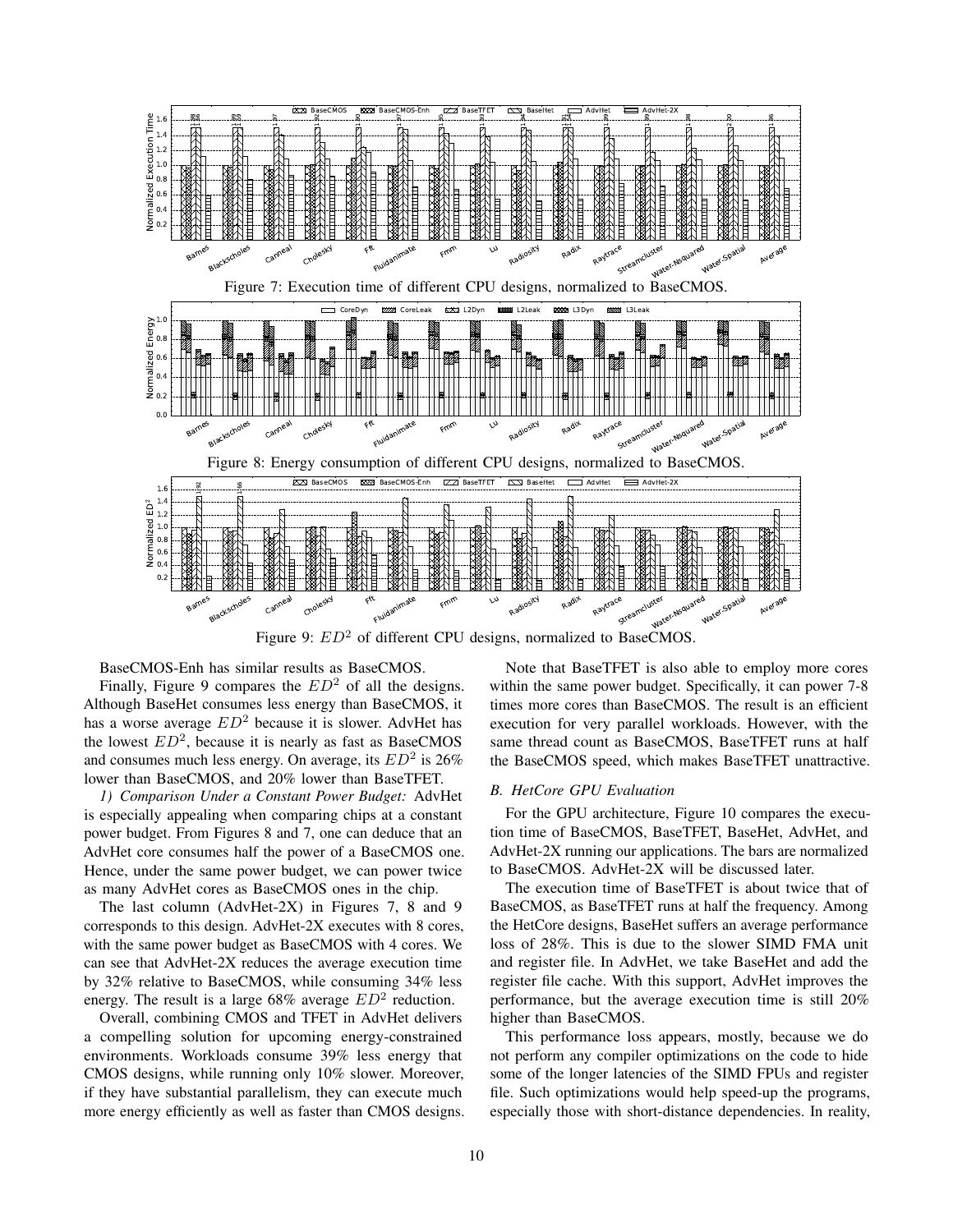Figure 7: Execution time of different CPU designs, normalized to BaseCMOS.

Figure 8: Energy consumption of different CPU designs, normalized to BaseCMOS.

Figure 9: $ED^2$ of different CPU designs, normalized to BaseCMOS.

BaseCMOS-Enh has similar results as BaseCMOS.

Finally, Figure 9 compares the $ED^2$ of all the designs. Although BaseHet consumes less energy than BaseCMOS, it has a worse average $ED^2$ because it is slower. AdvHet has the lowest $ED^2$, because it is nearly as fast as BaseCMOS and consumes much less energy. On average, its $ED^2$ is 26% lower than BaseCMOS, and 20% lower than BaseTFET.

*1) Comparison Under a Constant Power Budget:* AdvHet is especially appealing when comparing chips at a constant power budget. From Figures 8 and 7, one can deduce that an AdvHet core consumes half the power of a BaseCMOS one. Hence, under the same power budget, we can power twice as many AdvHet cores as BaseCMOS ones in the chip.

The last column (AdvHet-2X) in Figures 7, 8 and 9 corresponds to this design. AdvHet-2X executes with 8 cores, with the same power budget as BaseCMOS with 4 cores. We can see that AdvHet-2X reduces the average execution time by 32% relative to BaseCMOS, while consuming 34% less energy. The result is a large 68% average $ED^2$ reduction.

Overall, combining CMOS and TFET in AdvHet delivers a compelling solution for upcoming energy-constrained environments. Workloads consume 39% less energy that CMOS designs, while running only 10% slower. Moreover, if they have substantial parallelism, they can execute much more energy efficiently as well as faster than CMOS designs.

Note that BaseTFET is also able to employ more cores within the same power budget. Specifically, it can power 7-8 times more cores than BaseCMOS. The result is an efficient execution for very parallel workloads. However, with the same thread count as BaseCMOS, BaseTFET runs at half the BaseCMOS speed, which makes BaseTFET unattractive.

### B. HetCore GPU Evaluation

For the GPU architecture, Figure 10 compares the execution time of BaseCMOS, BaseTFET, BaseHet, AdvHet, and AdvHet-2X running our applications. The bars are normalized to BaseCMOS. AdvHet-2X will be discussed later.

The execution time of BaseTFET is about twice that of BaseCMOS, as BaseTFET runs at half the frequency. Among the HetCore designs, BaseHet suffers an average performance loss of 28%. This is due to the slower SIMD FMA unit and register file. In AdvHet, we take BaseHet and add the register file cache. With this support, AdvHet improves the performance, but the average execution time is still 20% higher than BaseCMOS.

This performance loss appears, mostly, because we do not perform any compiler optimizations on the code to hide some of the longer latencies of the SIMD FPUs and register file. Such optimizations would help speed-up the programs, especially those with short-distance dependencies. In reality,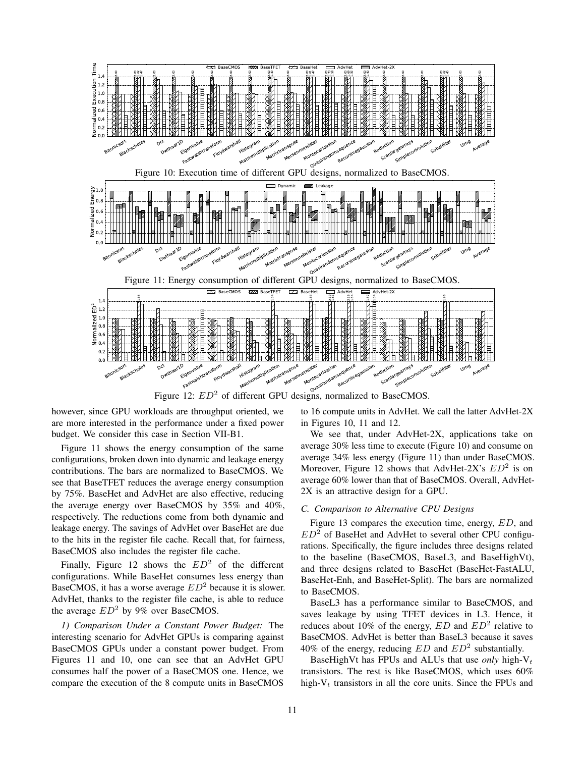Figure 10: Execution time of different GPU designs, normalized to BaseCMOS.

Figure 11: Energy consumption of different GPU designs, normalized to BaseCMOS.

Figure 12: $ED^2$ of different GPU designs, normalized to BaseCMOS.

however, since GPU workloads are throughput oriented, we are more interested in the performance under a fixed power budget. We consider this case in Section VII-B1.

Figure 11 shows the energy consumption of the same configurations, broken down into dynamic and leakage energy contributions. The bars are normalized to BaseCMOS. We see that BaseTFET reduces the average energy consumption by 75%. BaseHet and AdvHet are also effective, reducing the average energy over BaseCMOS by 35% and 40%, respectively. The reductions come from both dynamic and leakage energy. The savings of AdvHet over BaseHet are due to the hits in the register file cache. Recall that, for fairness, BaseCMOS also includes the register file cache.

Finally, Figure 12 shows the $ED^2$ of the different configurations. While BaseHet consumes less energy than BaseCMOS, it has a worse average $ED^2$ because it is slower. AdvHet, thanks to the register file cache, is able to reduce the average $ED^2$ by 9% over BaseCMOS.

*1) Comparison Under a Constant Power Budget:* The interesting scenario for AdvHet GPUs is comparing against BaseCMOS GPUs under a constant power budget. From Figures 11 and 10, one can see that an AdvHet GPU consumes half the power of a BaseCMOS one. Hence, we compare the execution of the 8 compute units in BaseCMOS to 16 compute units in AdvHet. We call the latter AdvHet-2X in Figures 10, 11 and 12.

We see that, under AdvHet-2X, applications take on average 30% less time to execute (Figure 10) and consume on average 34% less energy (Figure 11) than under BaseCMOS. Moreover, Figure 12 shows that AdvHet-2X's $ED^2$ is on average 60% lower than that of BaseCMOS. Overall, AdvHet-2X is an attractive design for a GPU.

### C. Comparison to Alternative CPU Designs

Figure 13 compares the execution time, energy, $ED$, and $ED^2$ of BaseHet and AdvHet to several other CPU configurations. Specifically, the figure includes three designs related to the baseline (BaseCMOS, BaseL3, and BaseHighVt), and three designs related to BaseHet (BaseHet-FastALU, BaseHet-Enh, and BaseHet-Split). The bars are normalized to BaseCMOS.

BaseL3 has a performance similar to BaseCMOS, and saves leakage by using TFET devices in L3. Hence, it reduces about 10% of the energy, $ED$ and $ED^2$ relative to BaseCMOS. AdvHet is better than BaseL3 because it saves 40% of the energy, reducing $ED$ and $ED^2$ substantially.

BaseHighVt has FPUs and ALUs that use *only* high-$V_t$ transistors. The rest is like BaseCMOS, which uses 60% high-$V_t$ transistors in all the core units. Since the FPUs and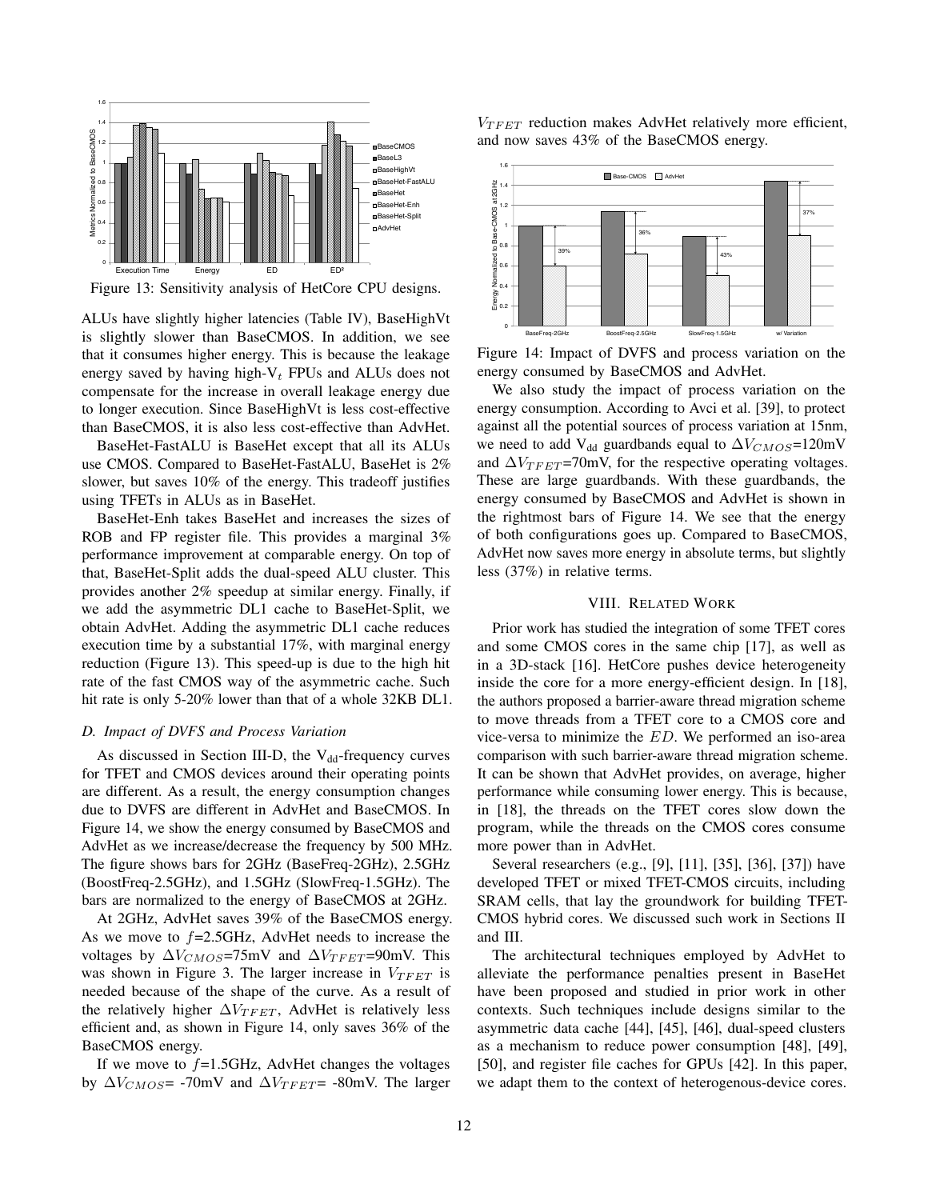Figure 13: Sensitivity analysis of HetCore CPU designs.

ALUs have slightly higher latencies (Table IV), BaseHighVt is slightly slower than BaseCMOS. In addition, we see that it consumes higher energy. This is because the leakage energy saved by having high-$V_t$ FPUs and ALUs does not compensate for the increase in overall leakage energy due to longer execution. Since BaseHighVt is less cost-effective than BaseCMOS, it is also less cost-effective than AdvHet.

BaseHet-FastALU is BaseHet except that all its ALUs use CMOS. Compared to BaseHet-FastALU, BaseHet is 2% slower, but saves 10% of the energy. This tradeoff justifies using TFETs in ALUs as in BaseHet.

BaseHet-Enh takes BaseHet and increases the sizes of ROB and FP register file. This provides a marginal 3% performance improvement at comparable energy. On top of that, BaseHet-Split adds the dual-speed ALU cluster. This provides another 2% speedup at similar energy. Finally, if we add the asymmetric DL1 cache to BaseHet-Split, we obtain AdvHet. Adding the asymmetric DL1 cache reduces execution time by a substantial 17%, with marginal energy reduction (Figure 13). This speed-up is due to the high hit rate of the fast CMOS way of the asymmetric cache. Such hit rate is only 5-20% lower than that of a whole 32KB DL1.

### D. Impact of DVFS and Process Variation

As discussed in Section III-D, the $V_{dd}$-frequency curves for TFET and CMOS devices around their operating points are different. As a result, the energy consumption changes due to DVFS are different in AdvHet and BaseCMOS. In Figure 14, we show the energy consumed by BaseCMOS and AdvHet as we increase/decrease the frequency by 500 MHz. The figure shows bars for 2GHz (BaseFreq-2GHz), 2.5GHz (BoostFreq-2.5GHz), and 1.5GHz (SlowFreq-1.5GHz). The bars are normalized to the energy of BaseCMOS at 2GHz.

At 2GHz, AdvHet saves 39% of the BaseCMOS energy. As we move to $f$=2.5GHz, AdvHet needs to increase the voltages by $\Delta V_{CMOS}$=75mV and $\Delta V_{TFET}$=90mV. This was shown in Figure 3. The larger increase in $V_{TFET}$ is needed because of the shape of the curve. As a result of the relatively higher $\Delta V_{TFET}$, AdvHet is relatively less efficient and, as shown in Figure 14, only saves 36% of the BaseCMOS energy.

If we move to $f$=1.5GHz, AdvHet changes the voltages by $\Delta V_{CMOS}$= -70mV and $\Delta V_{TFET}$= -80mV. The larger $V_{TFET}$ reduction makes AdvHet relatively more efficient, and now saves 43% of the BaseCMOS energy.

Figure 14: Impact of DVFS and process variation on the energy consumed by BaseCMOS and AdvHet.

We also study the impact of process variation on the energy consumption. According to Avci et al. [39], to protect against all the potential sources of process variation at 15nm, we need to add $V_{dd}$ guardbands equal to $\Delta V_{CMOS}$=120mV and $\Delta V_{TFET}$=70mV, for the respective operating voltages. These are large guardbands. With these guardbands, the energy consumed by BaseCMOS and AdvHet is shown in the rightmost bars of Figure 14. We see that the energy of both configurations goes up. Compared to BaseCMOS, AdvHet now saves more energy in absolute terms, but slightly less (37%) in relative terms.

## VIII. Related Work

Prior work has studied the integration of some TFET cores and some CMOS cores in the same chip [17], as well as in a 3D-stack [16]. HetCore pushes device heterogeneity inside the core for a more energy-efficient design. In [18], the authors proposed a barrier-aware thread migration scheme to move threads from a TFET core to a CMOS core and vice-versa to minimize the $ED$. We performed an iso-area comparison with such barrier-aware thread migration scheme. It can be shown that AdvHet provides, on average, higher performance while consuming lower energy. This is because, in [18], the threads on the TFET cores slow down the program, while the threads on the CMOS cores consume more power than in AdvHet.

Several researchers (e.g., [9], [11], [35], [36], [37]) have developed TFET or mixed TFET-CMOS circuits, including SRAM cells, that lay the groundwork for building TFET-CMOS hybrid cores. We discussed such work in Sections II and III.

The architectural techniques employed by AdvHet to alleviate the performance penalties present in BaseHet have been proposed and studied in prior work in other contexts. Such techniques include designs similar to the asymmetric data cache [44], [45], [46], dual-speed clusters as a mechanism to reduce power consumption [48], [49], [50], and register file caches for GPUs [42]. In this paper, we adapt them to the context of heterogenous-device cores.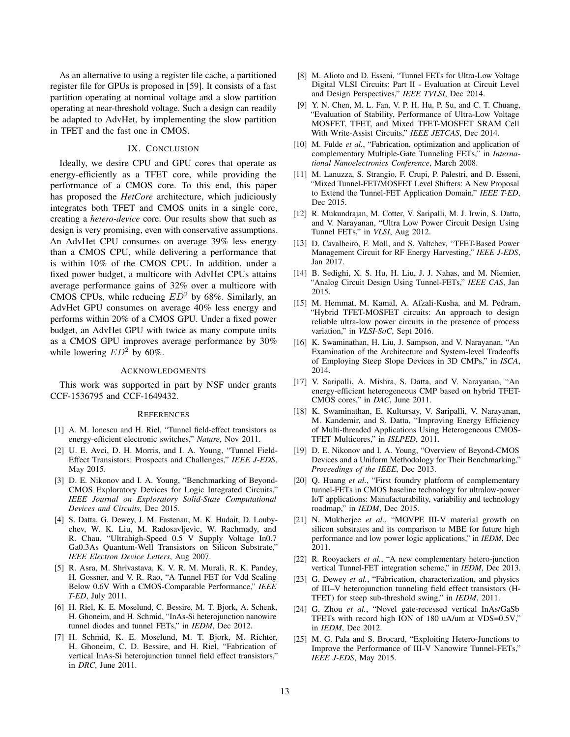As an alternative to using a register file cache, a partitioned register file for GPUs is proposed in [59]. It consists of a fast partition operating at nominal voltage and a slow partition operating at near-threshold voltage. Such a design can readily be adapted to AdvHet, by implementing the slow partition in TFET and the fast one in CMOS.

## IX. Conclusion

Ideally, we desire CPU and GPU cores that operate as energy-efficiently as a TFET core, while providing the performance of a CMOS core. To this end, this paper has proposed the *HetCore* architecture, which judiciously integrates both TFET and CMOS units in a single core, creating a *hetero-device* core. Our results show that such as design is very promising, even with conservative assumptions. An AdvHet CPU consumes on average 39% less energy than a CMOS CPU, while delivering a performance that is within 10% of the CMOS CPU. In addition, under a fixed power budget, a multicore with AdvHet CPUs attains average performance gains of 32% over a multicore with CMOS CPUs, while reducing $ED^2$ by 68%. Similarly, an AdvHet GPU consumes on average 40% less energy and performs within 20% of a CMOS GPU. Under a fixed power budget, an AdvHet GPU with twice as many compute units as a CMOS GPU improves average performance by 30% while lowering $ED^2$ by 60%.

## Acknowledgments

This work was supported in part by NSF under grants CCF-1536795 and CCF-1649432.

## References

[1] A. M. Ionescu and H. Riel, "Tunnel field-effect transistors as energy-efficient electronic switches," *Nature*, Nov 2011.

[2] U. E. Avci, D. H. Morris, and I. A. Young, "Tunnel Field-Effect Transistors: Prospects and Challenges," *IEEE J-EDS*, May 2015.

[3] D. E. Nikonov and I. A. Young, "Benchmarking of Beyond-CMOS Exploratory Devices for Logic Integrated Circuits," *IEEE Journal on Exploratory Solid-State Computational Devices and Circuits*, Dec 2015.

[4] S. Datta, G. Dewey, J. M. Fastenau, M. K. Hudait, D. Loubychev, W. K. Liu, M. Radosavljevic, W. Rachmady, and R. Chau, "Ultrahigh-Speed 0.5 V Supply Voltage In0.7 Ga0.3As Quantum-Well Transistors on Silicon Substrate," *IEEE Electron Device Letters*, Aug 2007.

[5] R. Asra, M. Shrivastava, K. V. R. M. Murali, R. K. Pandey, H. Gossner, and V. R. Rao, "A Tunnel FET for Vdd Scaling Below 0.6V With a CMOS-Comparable Performance," *IEEE T-ED*, July 2011.

[6] H. Riel, K. E. Moselund, C. Bessire, M. T. Bjork, A. Schenk, H. Ghoneim, and H. Schmid, "InAs-Si heterojunction nanowire tunnel diodes and tunnel FETs," in *IEDM*, Dec 2012.

[7] H. Schmid, K. E. Moselund, M. T. Bjork, M. Richter, H. Ghoneim, C. D. Bessire, and H. Riel, "Fabrication of vertical InAs-Si heterojunction tunnel field effect transistors," in *DRC*, June 2011.

[8] M. Alioto and D. Esseni, "Tunnel FETs for Ultra-Low Voltage Digital VLSI Circuits: Part II - Evaluation at Circuit Level and Design Perspectives," *IEEE TVLSI*, Dec 2014.

[9] Y. N. Chen, M. L. Fan, V. P. H. Hu, P. Su, and C. T. Chuang, "Evaluation of Stability, Performance of Ultra-Low Voltage MOSFET, TFET, and Mixed TFET-MOSFET SRAM Cell With Write-Assist Circuits," *IEEE JETCAS*, Dec 2014.

[10] M. Fulde *et al.*, "Fabrication, optimization and application of complementary Multiple-Gate Tunneling FETs," in *International Nanoelectronics Conference*, March 2008.

[11] M. Lanuzza, S. Strangio, F. Crupi, P. Palestri, and D. Esseni, "Mixed Tunnel-FET/MOSFET Level Shifters: A New Proposal to Extend the Tunnel-FET Application Domain," *IEEE T-ED*, Dec 2015.

[12] R. Mukundrajan, M. Cotter, V. Saripalli, M. J. Irwin, S. Datta, and V. Narayanan, "Ultra Low Power Circuit Design Using Tunnel FETs," in *VLSI*, Aug 2012.

[13] D. Cavalheiro, F. Moll, and S. Valtchev, "TFET-Based Power Management Circuit for RF Energy Harvesting," *IEEE J-EDS*, Jan 2017.

[14] B. Sedighi, X. S. Hu, H. Liu, J. J. Nahas, and M. Niemier, "Analog Circuit Design Using Tunnel-FETs," *IEEE CAS*, Jan 2015.

[15] M. Hemmat, M. Kamal, A. Afzali-Kusha, and M. Pedram, "Hybrid TFET-MOSFET circuits: An approach to design reliable ultra-low power circuits in the presence of process variation," in *VLSI-SoC*, Sept 2016.

[16] K. Swaminathan, H. Liu, J. Sampson, and V. Narayanan, "An Examination of the Architecture and System-level Tradeoffs of Employing Steep Slope Devices in 3D CMPs," in *ISCA*, 2014.

[17] V. Saripalli, A. Mishra, S. Datta, and V. Narayanan, "An energy-efficient heterogeneous CMP based on hybrid TFET-CMOS cores," in *DAC*, June 2011.

[18] K. Swaminathan, E. Kultursay, V. Saripalli, V. Narayanan, M. Kandemir, and S. Datta, "Improving Energy Efficiency of Multi-threaded Applications Using Heterogeneous CMOS-TFET Multicores," in *ISLPED*, 2011.

[19] D. E. Nikonov and I. A. Young, "Overview of Beyond-CMOS Devices and a Uniform Methodology for Their Benchmarking," *Proceedings of the IEEE*, Dec 2013.

[20] Q. Huang *et al.*, "First foundry platform of complementary tunnel-FETs in CMOS baseline technology for ultralow-power IoT applications: Manufacturability, variability and technology roadmap," in *IEDM*, Dec 2015.

[21] N. Mukherjee *et al.*, "MOVPE III-V material growth on silicon substrates and its comparison to MBE for future high performance and low power logic applications," in *IEDM*, Dec 2011.

[22] R. Rooyackers *et al.*, "A new complementary hetero-junction vertical Tunnel-FET integration scheme," in *IEDM*, Dec 2013.

[23] G. Dewey *et al.*, "Fabrication, characterization, and physics of III–V heterojunction tunneling field effect transistors (H-TFET) for steep sub-threshold swing," in *IEDM*, 2011.

[24] G. Zhou *et al.*, "Novel gate-recessed vertical InAs/GaSb TFETs with record high ION of 180 uA/um at VDS=0.5V," in *IEDM*, Dec 2012.

[25] M. G. Pala and S. Brocard, "Exploiting Hetero-Junctions to Improve the Performance of III-V Nanowire Tunnel-FETs," *IEEE J-EDS*, May 2015.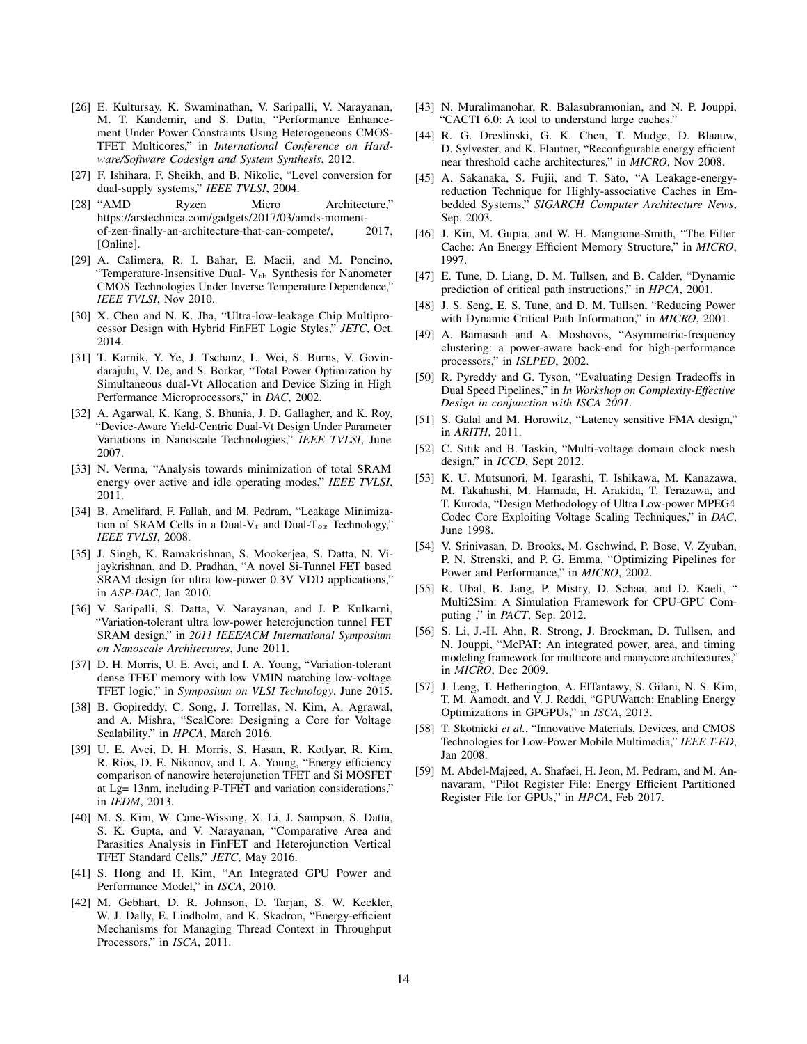[26] E. Kultursay, K. Swaminathan, V. Saripalli, V. Narayanan, M. T. Kandemir, and S. Datta, "Performance Enhancement Under Power Constraints Using Heterogeneous CMOS-TFET Multicores," in *International Conference on Hardware/Software Codesign and System Synthesis*, 2012.

[27] F. Ishihara, F. Sheikh, and B. Nikolic, "Level conversion for dual-supply systems," *IEEE TVLSI*, 2004.

[28] "AMD Ryzen Micro Architecture," https://arstechnica.com/gadgets/2017/03/amds-moment-of-zen-finally-an-architecture-that-can-compete/, 2017, [Online].

[29] A. Calimera, R. I. Bahar, E. Macii, and M. Poncino, "Temperature-Insensitive Dual- $V_{\rm th}$ Synthesis for Nanometer CMOS Technologies Under Inverse Temperature Dependence," *IEEE TVLSI*, Nov 2010.

[30] X. Chen and N. K. Jha, "Ultra-low-leakage Chip Multiprocessor Design with Hybrid FinFET Logic Styles," *JETC*, Oct. 2014.

[31] T. Karnik, Y. Ye, J. Tschanz, L. Wei, S. Burns, V. Govindarajulu, V. De, and S. Borkar, "Total Power Optimization by Simultaneous dual-Vt Allocation and Device Sizing in High Performance Microprocessors," in *DAC*, 2002.

[32] A. Agarwal, K. Kang, S. Bhunia, J. D. Gallagher, and K. Roy, "Device-Aware Yield-Centric Dual-Vt Design Under Parameter Variations in Nanoscale Technologies," *IEEE TVLSI*, June 2007.

[33] N. Verma, "Analysis towards minimization of total SRAM energy over active and idle operating modes," *IEEE TVLSI*, 2011.

[34] B. Amelifard, F. Fallah, and M. Pedram, "Leakage Minimization of SRAM Cells in a Dual-$V_t$ and Dual-$T_{ox}$ Technology," *IEEE TVLSI*, 2008.

[35] J. Singh, K. Ramakrishnan, S. Mookerjea, S. Datta, N. Vijaykrishnan, and D. Pradhan, "A novel Si-Tunnel FET based SRAM design for ultra low-power 0.3V VDD applications," in *ASP-DAC*, Jan 2010.

[36] V. Saripalli, S. Datta, V. Narayanan, and J. P. Kulkarni, "Variation-tolerant ultra low-power heterojunction tunnel FET SRAM design," in *2011 IEEE/ACM International Symposium on Nanoscale Architectures*, June 2011.

[37] D. H. Morris, U. E. Avci, and I. A. Young, "Variation-tolerant dense TFET memory with low VMIN matching low-voltage TFET logic," in *Symposium on VLSI Technology*, June 2015.

[38] B. Gopireddy, C. Song, J. Torrellas, N. Kim, A. Agrawal, and A. Mishra, "ScalCore: Designing a Core for Voltage Scalability," in *HPCA*, March 2016.

[39] U. E. Avci, D. H. Morris, S. Hasan, R. Kotlyar, R. Kim, R. Rios, D. E. Nikonov, and I. A. Young, "Energy efficiency comparison of nanowire heterojunction TFET and Si MOSFET at Lg= 13nm, including P-TFET and variation considerations," in *IEDM*, 2013.

[40] M. S. Kim, W. Cane-Wissing, X. Li, J. Sampson, S. Datta, S. K. Gupta, and V. Narayanan, "Comparative Area and Parasitics Analysis in FinFET and Heterojunction Vertical TFET Standard Cells," *JETC*, May 2016.

[41] S. Hong and H. Kim, "An Integrated GPU Power and Performance Model," in *ISCA*, 2010.

[42] M. Gebhart, D. R. Johnson, D. Tarjan, S. W. Keckler, W. J. Dally, E. Lindholm, and K. Skadron, "Energy-efficient Mechanisms for Managing Thread Context in Throughput Processors," in *ISCA*, 2011.

[43] N. Muralimanohar, R. Balasubramonian, and N. P. Jouppi, "CACTI 6.0: A tool to understand large caches."

[44] R. G. Dreslinski, G. K. Chen, T. Mudge, D. Blaauw, D. Sylvester, and K. Flautner, "Reconfigurable energy efficient near threshold cache architectures," in *MICRO*, Nov 2008.

[45] A. Sakanaka, S. Fujii, and T. Sato, "A Leakage-energy-reduction Technique for Highly-associative Caches in Embedded Systems," *SIGARCH Computer Architecture News*, Sep. 2003.

[46] J. Kin, M. Gupta, and W. H. Mangione-Smith, "The Filter Cache: An Energy Efficient Memory Structure," in *MICRO*, 1997.

[47] E. Tune, D. Liang, D. M. Tullsen, and B. Calder, "Dynamic prediction of critical path instructions," in *HPCA*, 2001.

[48] J. S. Seng, E. S. Tune, and D. M. Tullsen, "Reducing Power with Dynamic Critical Path Information," in *MICRO*, 2001.

[49] A. Baniasadi and A. Moshovos, "Asymmetric-frequency clustering: a power-aware back-end for high-performance processors," in *ISLPED*, 2002.

[50] R. Pyreddy and G. Tyson, "Evaluating Design Tradeoffs in Dual Speed Pipelines," in *In Workshop on Complexity-Effective Design in conjunction with ISCA 2001*.

[51] S. Galal and M. Horowitz, "Latency sensitive FMA design," in *ARITH*, 2011.

[52] C. Sitik and B. Taskin, "Multi-voltage domain clock mesh design," in *ICCD*, Sept 2012.

[53] K. U. Mutsunori, M. Igarashi, T. Ishikawa, M. Kanazawa, M. Takahashi, M. Hamada, H. Arakida, T. Terazawa, and T. Kuroda, "Design Methodology of Ultra Low-power MPEG4 Codec Core Exploiting Voltage Scaling Techniques," in *DAC*, June 1998.

[54] V. Srinivasan, D. Brooks, M. Gschwind, P. Bose, V. Zyuban, P. N. Strenski, and P. G. Emma, "Optimizing Pipelines for Power and Performance," in *MICRO*, 2002.

[55] R. Ubal, B. Jang, P. Mistry, D. Schaa, and D. Kaeli, " Multi2Sim: A Simulation Framework for CPU-GPU Computing ," in *PACT*, Sep. 2012.

[56] S. Li, J.-H. Ahn, R. Strong, J. Brockman, D. Tullsen, and N. Jouppi, "McPAT: An integrated power, area, and timing modeling framework for multicore and manycore architectures," in *MICRO*, Dec 2009.

[57] J. Leng, T. Hetherington, A. ElTantawy, S. Gilani, N. S. Kim, T. M. Aamodt, and V. J. Reddi, "GPUWattch: Enabling Energy Optimizations in GPGPUs," in *ISCA*, 2013.

[58] T. Skotnicki *et al.*, "Innovative Materials, Devices, and CMOS Technologies for Low-Power Mobile Multimedia," *IEEE T-ED*, Jan 2008.

[59] M. Abdel-Majeed, A. Shafaei, H. Jeon, M. Pedram, and M. Annavaram, "Pilot Register File: Energy Efficient Partitioned Register File for GPUs," in *HPCA*, Feb 2017.